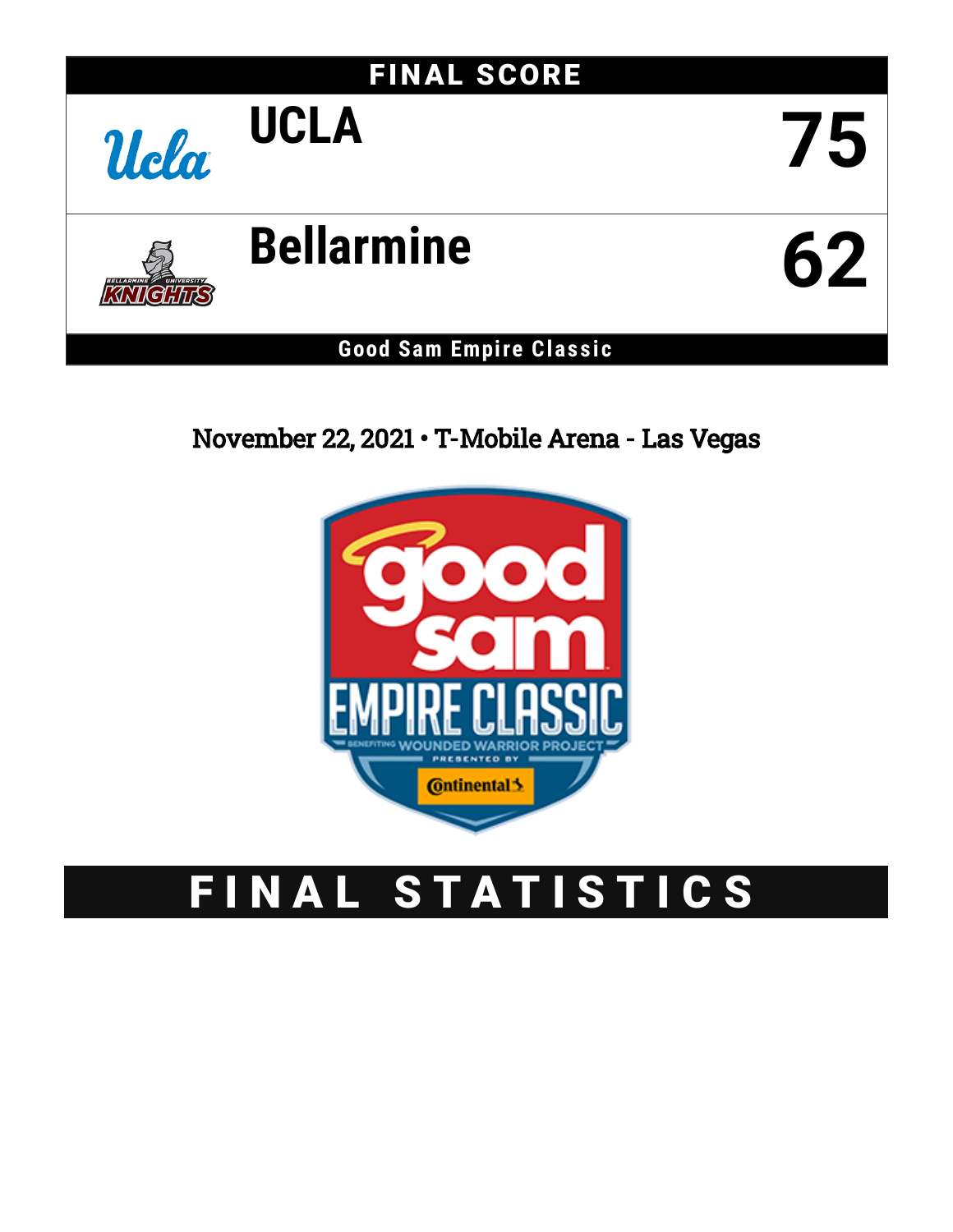## FINAL SCORE

| | |
|---|---|
| UCLA | 75 |
| Bellarmine | 62 |

**Good Sam Empire Classic**

November 22, 2021 • T-Mobile Arena - Las Vegas

# FINAL STATISTICS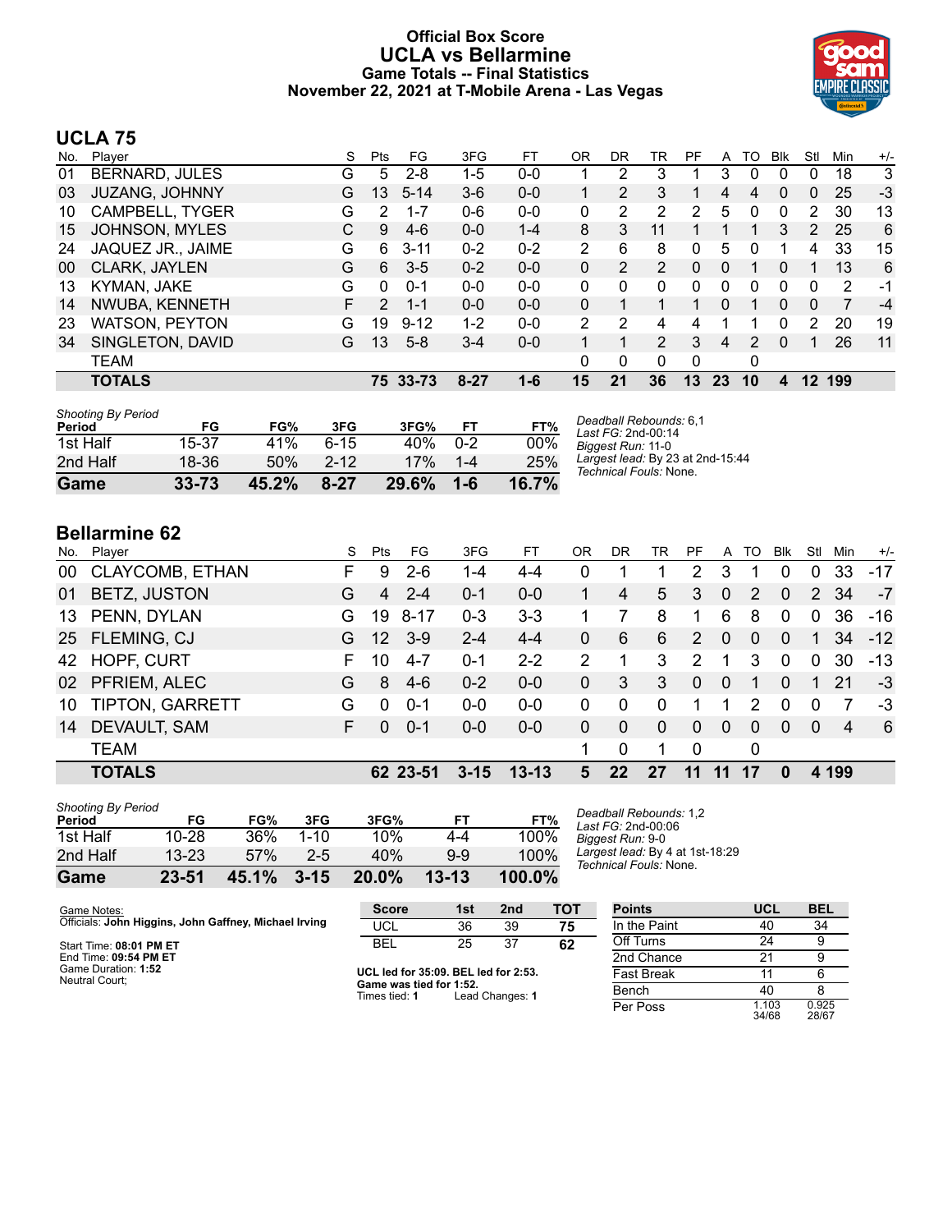# Official Box Score
# UCLA vs Bellarmine
### Game Totals -- Final Statistics
### November 22, 2021 at T-Mobile Arena - Las Vegas

## UCLA 75

| No. | Player | S | Pts | FG | 3FG | FT | OR | DR | TR | PF | A | TO | Blk | Stl | Min | +/- |
|---|---|---|---|---|---|---|---|---|---|---|---|---|---|---|---|---|
| 01 | BERNARD, JULES | G | 5 | 2-8 | 1-5 | 0-0 | 1 | 2 | 3 | 1 | 3 | 0 | 0 | 0 | 18 | 3 |
| 03 | JUZANG, JOHNNY | G | 13 | 5-14 | 3-6 | 0-0 | 1 | 2 | 3 | 1 | 4 | 4 | 0 | 0 | 25 | -3 |
| 10 | CAMPBELL, TYGER | G | 2 | 1-7 | 0-6 | 0-0 | 0 | 2 | 2 | 2 | 5 | 0 | 0 | 2 | 30 | 13 |
| 15 | JOHNSON, MYLES | C | 9 | 4-6 | 0-0 | 1-4 | 8 | 3 | 11 | 1 | 1 | 1 | 3 | 2 | 25 | 6 |
| 24 | JAQUEZ JR., JAIME | G | 6 | 3-11 | 0-2 | 0-2 | 2 | 6 | 8 | 0 | 5 | 0 | 1 | 4 | 33 | 15 |
| 00 | CLARK, JAYLEN | G | 6 | 3-5 | 0-2 | 0-0 | 0 | 2 | 2 | 0 | 0 | 1 | 0 | 1 | 13 | 6 |
| 13 | KYMAN, JAKE | G | 0 | 0-1 | 0-0 | 0-0 | 0 | 0 | 0 | 0 | 0 | 0 | 0 | 0 | 2 | -1 |
| 14 | NWUBA, KENNETH | F | 2 | 1-1 | 0-0 | 0-0 | 0 | 1 | 1 | 1 | 0 | 1 | 0 | 0 | 7 | -4 |
| 23 | WATSON, PEYTON | G | 19 | 9-12 | 1-2 | 0-0 | 2 | 2 | 4 | 4 | 1 | 1 | 0 | 2 | 20 | 19 |
| 34 | SINGLETON, DAVID | G | 13 | 5-8 | 3-4 | 0-0 | 1 | 1 | 2 | 3 | 4 | 2 | 0 | 1 | 26 | 11 |
| | TEAM | | | | | | 0 | 0 | 0 | 0 | | 0 | | | | |
| | **TOTALS** | | **75** | **33-73** | **8-27** | **1-6** | **15** | **21** | **36** | **13** | **23** | **10** | **4** | **12** | **199** | |

*Shooting By Period*

| Period | FG | FG% | 3FG | 3FG% | FT | FT% |
|---|---|---|---|---|---|---|
| 1st Half | 15-37 | 41% | 6-15 | 40% | 0-2 | 00% |
| 2nd Half | 18-36 | 50% | 2-12 | 17% | 1-4 | 25% |
| **Game** | **33-73** | **45.2%** | **8-27** | **29.6%** | **1-6** | **16.7%** |

*Deadball Rebounds:* 6,1
*Last FG:* 2nd-00:14
*Biggest Run:* 11-0
*Largest lead:* By 23 at 2nd-15:44
*Technical Fouls:* None.

## Bellarmine 62

| No. | Player | S | Pts | FG | 3FG | FT | OR | DR | TR | PF | A | TO | Blk | Stl | Min | +/- |
|---|---|---|---|---|---|---|---|---|---|---|---|---|---|---|---|---|
| 00 | CLAYCOMB, ETHAN | F | 9 | 2-6 | 1-4 | 4-4 | 0 | 1 | 1 | 2 | 3 | 1 | 0 | 0 | 33 | -17 |
| 01 | BETZ, JUSTON | G | 4 | 2-4 | 0-1 | 0-0 | 1 | 4 | 5 | 3 | 0 | 2 | 0 | 2 | 34 | -7 |
| 13 | PENN, DYLAN | G | 19 | 8-17 | 0-3 | 3-3 | 1 | 7 | 8 | 1 | 6 | 8 | 0 | 0 | 36 | -16 |
| 25 | FLEMING, CJ | G | 12 | 3-9 | 2-4 | 4-4 | 0 | 6 | 6 | 2 | 0 | 0 | 0 | 1 | 34 | -12 |
| 42 | HOPF, CURT | F | 10 | 4-7 | 0-1 | 2-2 | 2 | 1 | 3 | 2 | 1 | 3 | 0 | 0 | 30 | -13 |
| 02 | PFRIEM, ALEC | G | 8 | 4-6 | 0-2 | 0-0 | 0 | 3 | 3 | 0 | 0 | 1 | 0 | 1 | 21 | -3 |
| 10 | TIPTON, GARRETT | G | 0 | 0-1 | 0-0 | 0-0 | 0 | 0 | 0 | 1 | 1 | 2 | 0 | 0 | 7 | -3 |
| 14 | DEVAULT, SAM | F | 0 | 0-1 | 0-0 | 0-0 | 0 | 0 | 0 | 0 | 0 | 0 | 0 | 0 | 4 | 6 |
| | TEAM | | | | | | 1 | 0 | 1 | 0 | | 0 | | | | |
| | **TOTALS** | | **62** | **23-51** | **3-15** | **13-13** | **5** | **22** | **27** | **11** | **11** | **17** | **0** | **4** | **199** | |

*Shooting By Period*

| Period | FG | FG% | 3FG | 3FG% | FT | FT% |
|---|---|---|---|---|---|---|
| 1st Half | 10-28 | 36% | 1-10 | 10% | 4-4 | 100% |
| 2nd Half | 13-23 | 57% | 2-5 | 40% | 9-9 | 100% |
| **Game** | **23-51** | **45.1%** | **3-15** | **20.0%** | **13-13** | **100.0%** |

*Deadball Rebounds:* 1,2
*Last FG:* 2nd-00:06
*Biggest Run:* 9-0
*Largest lead:* By 4 at 1st-18:29
*Technical Fouls:* None.

Game Notes:
Officials: **John Higgins, John Gaffney, Michael Irving**

Start Time: **08:01 PM ET**
End Time: **09:54 PM ET**
Game Duration: **1:52**
Neutral Court;

| Score | 1st | 2nd | TOT |
|---|---|---|---|
| UCL | 36 | 39 | **75** |
| BEL | 25 | 37 | **62** |

**UCL led for 35:09. BEL led for 2:53.**
**Game was tied for 1:52.**
Times tied: **1** Lead Changes: **1**

| Points | UCL | BEL |
|---|---|---|
| In the Paint | 40 | 34 |
| Off Turns | 24 | 9 |
| 2nd Chance | 21 | 9 |
| Fast Break | 11 | 6 |
| Bench | 40 | 8 |
| Per Poss | 1.103 34/68 | 0.925 28/67 |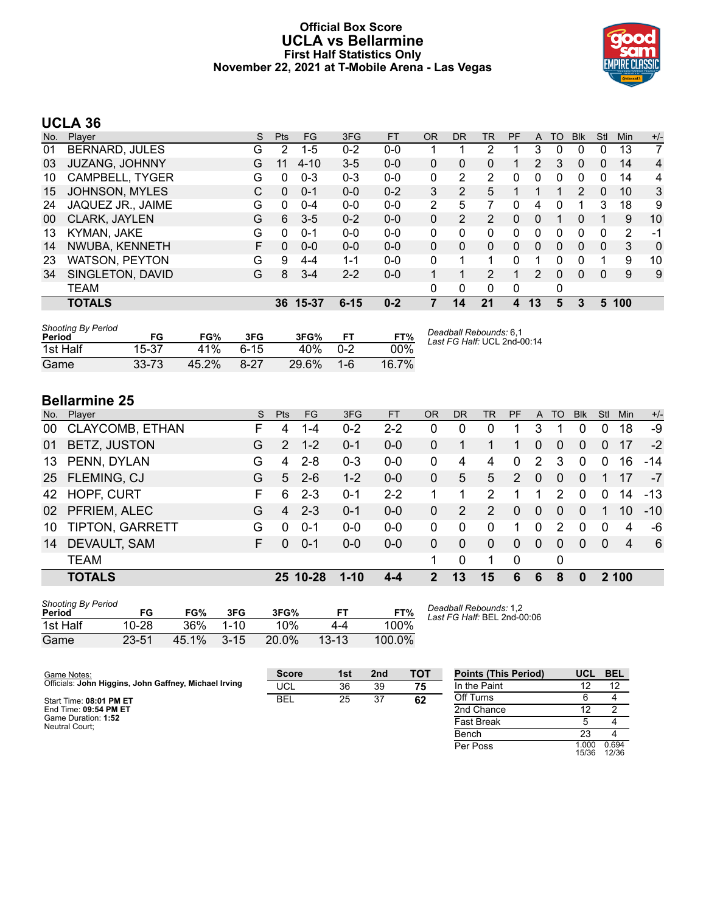# Official Box Score
## UCLA vs Bellarmine
### First Half Statistics Only
### November 22, 2021 at T-Mobile Arena - Las Vegas

## UCLA 36

| No. | Player | S | Pts | FG | 3FG | FT | OR | DR | TR | PF | A | TO | Blk | Stl | Min | +/- |
|---|---|---|---|---|---|---|---|---|---|---|---|---|---|---|---|---|
| 01 | BERNARD, JULES | G | 2 | 1-5 | 0-2 | 0-0 | 1 | 1 | 2 | 1 | 3 | 0 | 0 | 0 | 13 | 7 |
| 03 | JUZANG, JOHNNY | G | 11 | 4-10 | 3-5 | 0-0 | 0 | 0 | 0 | 1 | 2 | 3 | 0 | 0 | 14 | 4 |
| 10 | CAMPBELL, TYGER | G | 0 | 0-3 | 0-3 | 0-0 | 0 | 2 | 2 | 0 | 0 | 0 | 0 | 0 | 14 | 4 |
| 15 | JOHNSON, MYLES | C | 0 | 0-1 | 0-0 | 0-2 | 3 | 2 | 5 | 1 | 1 | 1 | 2 | 0 | 10 | 3 |
| 24 | JAQUEZ JR., JAIME | G | 0 | 0-4 | 0-0 | 0-0 | 2 | 5 | 7 | 0 | 4 | 0 | 1 | 3 | 18 | 9 |
| 00 | CLARK, JAYLEN | G | 6 | 3-5 | 0-2 | 0-0 | 0 | 2 | 2 | 0 | 0 | 1 | 0 | 1 | 9 | 10 |
| 13 | KYMAN, JAKE | G | 0 | 0-1 | 0-0 | 0-0 | 0 | 0 | 0 | 0 | 0 | 0 | 0 | 0 | 2 | -1 |
| 14 | NWUBA, KENNETH | F | 0 | 0-0 | 0-0 | 0-0 | 0 | 0 | 0 | 0 | 0 | 0 | 0 | 0 | 3 | 0 |
| 23 | WATSON, PEYTON | G | 9 | 4-4 | 1-1 | 0-0 | 0 | 1 | 1 | 0 | 1 | 0 | 0 | 1 | 9 | 10 |
| 34 | SINGLETON, DAVID | G | 8 | 3-4 | 2-2 | 0-0 | 1 | 1 | 2 | 1 | 2 | 0 | 0 | 0 | 9 | 9 |
| | TEAM | | | | | | 0 | 0 | 0 | 0 | | 0 | | | | |
| | **TOTALS** | | **36** | **15-37** | **6-15** | **0-2** | **7** | **14** | **21** | **4** | **13** | **5** | **3** | **5** | **100** | |

*Shooting By Period*

| Period | FG | FG% | 3FG | 3FG% | FT | FT% |
|---|---|---|---|---|---|---|
| 1st Half | 15-37 | 41% | 6-15 | 40% | 0-2 | 00% |
| Game | 33-73 | 45.2% | 8-27 | 29.6% | 1-6 | 16.7% |

*Deadball Rebounds:* 6,1
*Last FG Half:* UCL 2nd-00:14

## Bellarmine 25

| No. | Player | S | Pts | FG | 3FG | FT | OR | DR | TR | PF | A | TO | Blk | Stl | Min | +/- |
|---|---|---|---|---|---|---|---|---|---|---|---|---|---|---|---|---|
| 00 | CLAYCOMB, ETHAN | F | 4 | 1-4 | 0-2 | 2-2 | 0 | 0 | 0 | 1 | 3 | 1 | 0 | 0 | 18 | -9 |
| 01 | BETZ, JUSTON | G | 2 | 1-2 | 0-1 | 0-0 | 0 | 1 | 1 | 1 | 0 | 0 | 0 | 0 | 17 | -2 |
| 13 | PENN, DYLAN | G | 4 | 2-8 | 0-3 | 0-0 | 0 | 4 | 4 | 0 | 2 | 3 | 0 | 0 | 16 | -14 |
| 25 | FLEMING, CJ | G | 5 | 2-6 | 1-2 | 0-0 | 0 | 5 | 5 | 2 | 0 | 0 | 0 | 1 | 17 | -7 |
| 42 | HOPF, CURT | F | 6 | 2-3 | 0-1 | 2-2 | 1 | 1 | 2 | 1 | 1 | 2 | 0 | 0 | 14 | -13 |
| 02 | PFRIEM, ALEC | G | 4 | 2-3 | 0-1 | 0-0 | 0 | 2 | 2 | 0 | 0 | 0 | 0 | 1 | 10 | -10 |
| 10 | TIPTON, GARRETT | G | 0 | 0-1 | 0-0 | 0-0 | 0 | 0 | 0 | 1 | 0 | 2 | 0 | 0 | 4 | -6 |
| 14 | DEVAULT, SAM | F | 0 | 0-1 | 0-0 | 0-0 | 0 | 0 | 0 | 0 | 0 | 0 | 0 | 0 | 4 | 6 |
| | TEAM | | | | | | 1 | 0 | 1 | 0 | | 0 | | | | |
| | **TOTALS** | | **25** | **10-28** | **1-10** | **4-4** | **2** | **13** | **15** | **6** | **6** | **8** | **0** | **2** | **100** | |

*Shooting By Period*

| Period | FG | FG% | 3FG | 3FG% | FT | FT% |
|---|---|---|---|---|---|---|
| 1st Half | 10-28 | 36% | 1-10 | 10% | 4-4 | 100% |
| Game | 23-51 | 45.1% | 3-15 | 20.0% | 13-13 | 100.0% |

*Deadball Rebounds:* 1,2
*Last FG Half:* BEL 2nd-00:06

Game Notes:
Officials: **John Higgins, John Gaffney, Michael Irving**

Start Time: **08:01 PM ET**
End Time: **09:54 PM ET**
Game Duration: **1:52**
Neutral Court;

| Score | 1st | 2nd | TOT |
|---|---|---|---|
| UCL | 36 | 39 | **75** |
| BEL | 25 | 37 | **62** |

| Points (This Period) | UCL | BEL |
|---|---|---|
| In the Paint | 12 | 12 |
| Off Turns | 6 | 4 |
| 2nd Chance | 12 | 2 |
| Fast Break | 5 | 4 |
| Bench | 23 | 4 |
| Per Poss | 1.000 15/36 | 0.694 12/36 |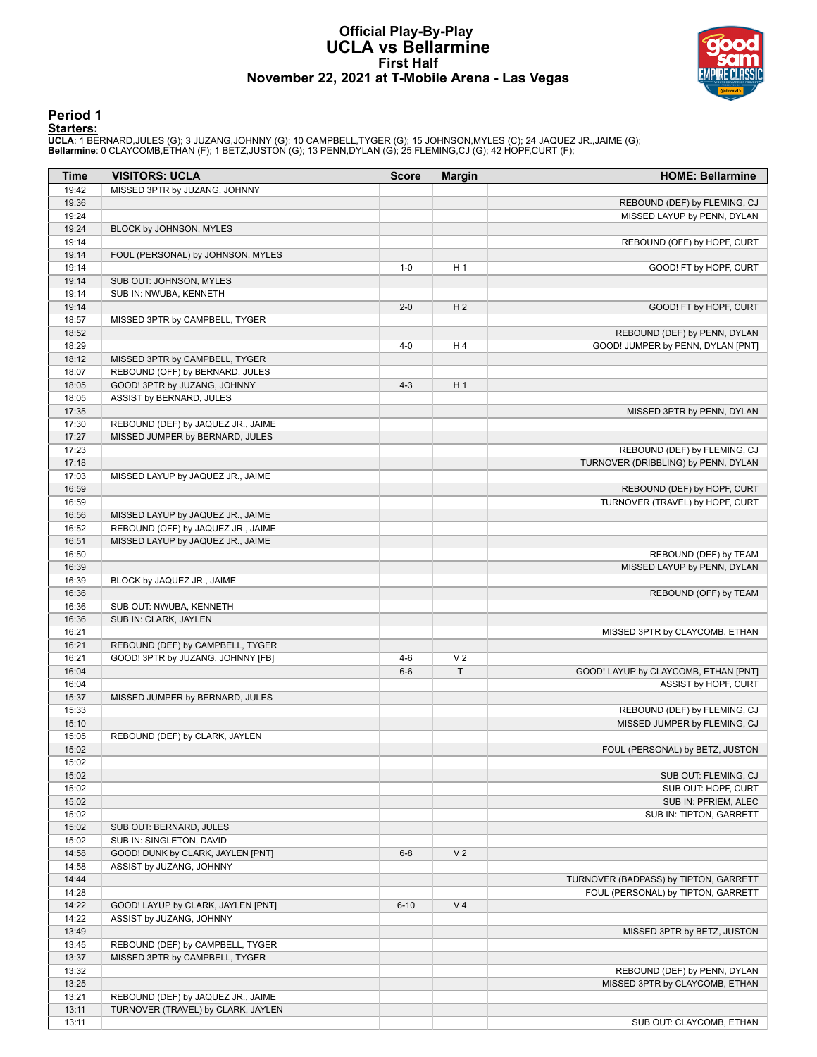# Official Play-By-Play
# UCLA vs Bellarmine
## First Half
## November 22, 2021 at T-Mobile Arena - Las Vegas

### Period 1

**Starters:**

**UCLA**: 1 BERNARD,JULES (G); 3 JUZANG,JOHNNY (G); 10 CAMPBELL,TYGER (G); 15 JOHNSON,MYLES (C); 24 JAQUEZ JR.,JAIME (G);
**Bellarmine**: 0 CLAYCOMB,ETHAN (F); 1 BETZ,JUSTON (G); 13 PENN,DYLAN (G); 25 FLEMING,CJ (G); 42 HOPF,CURT (F);

| Time | VISITORS: UCLA | Score | Margin | HOME: Bellarmine |
|---|---|---|---|---|
| 19:42 | MISSED 3PTR by JUZANG, JOHNNY | | | |
| 19:36 | | | | REBOUND (DEF) by FLEMING, CJ |
| 19:24 | | | | MISSED LAYUP by PENN, DYLAN |
| 19:24 | BLOCK by JOHNSON, MYLES | | | |
| 19:14 | | | | REBOUND (OFF) by HOPF, CURT |
| 19:14 | FOUL (PERSONAL) by JOHNSON, MYLES | | | |
| 19:14 | | 1-0 | H 1 | GOOD! FT by HOPF, CURT |
| 19:14 | SUB OUT: JOHNSON, MYLES | | | |
| 19:14 | SUB IN: NWUBA, KENNETH | | | |
| 19:14 | | 2-0 | H 2 | GOOD! FT by HOPF, CURT |
| 18:57 | MISSED 3PTR by CAMPBELL, TYGER | | | |
| 18:52 | | | | REBOUND (DEF) by PENN, DYLAN |
| 18:29 | | 4-0 | H 4 | GOOD! JUMPER by PENN, DYLAN [PNT] |
| 18:12 | MISSED 3PTR by CAMPBELL, TYGER | | | |
| 18:07 | REBOUND (OFF) by BERNARD, JULES | | | |
| 18:05 | GOOD! 3PTR by JUZANG, JOHNNY | 4-3 | H 1 | |
| 18:05 | ASSIST by BERNARD, JULES | | | |
| 17:35 | | | | MISSED 3PTR by PENN, DYLAN |
| 17:30 | REBOUND (DEF) by JAQUEZ JR., JAIME | | | |
| 17:27 | MISSED JUMPER by BERNARD, JULES | | | |
| 17:23 | | | | REBOUND (DEF) by FLEMING, CJ |
| 17:18 | | | | TURNOVER (DRIBBLING) by PENN, DYLAN |
| 17:03 | MISSED LAYUP by JAQUEZ JR., JAIME | | | |
| 16:59 | | | | REBOUND (DEF) by HOPF, CURT |
| 16:59 | | | | TURNOVER (TRAVEL) by HOPF, CURT |
| 16:56 | MISSED LAYUP by JAQUEZ JR., JAIME | | | |
| 16:52 | REBOUND (OFF) by JAQUEZ JR., JAIME | | | |
| 16:51 | MISSED LAYUP by JAQUEZ JR., JAIME | | | |
| 16:50 | | | | REBOUND (DEF) by TEAM |
| 16:39 | | | | MISSED LAYUP by PENN, DYLAN |
| 16:39 | BLOCK by JAQUEZ JR., JAIME | | | |
| 16:36 | | | | REBOUND (OFF) by TEAM |
| 16:36 | SUB OUT: NWUBA, KENNETH | | | |
| 16:36 | SUB IN: CLARK, JAYLEN | | | |
| 16:21 | | | | MISSED 3PTR by CLAYCOMB, ETHAN |
| 16:21 | REBOUND (DEF) by CAMPBELL, TYGER | | | |
| 16:21 | GOOD! 3PTR by JUZANG, JOHNNY [FB] | 4-6 | V 2 | |
| 16:04 | | 6-6 | T | GOOD! LAYUP by CLAYCOMB, ETHAN [PNT] |
| 16:04 | | | | ASSIST by HOPF, CURT |
| 15:37 | MISSED JUMPER by BERNARD, JULES | | | |
| 15:33 | | | | REBOUND (DEF) by FLEMING, CJ |
| 15:10 | | | | MISSED JUMPER by FLEMING, CJ |
| 15:05 | REBOUND (DEF) by CLARK, JAYLEN | | | |
| 15:02 | | | | FOUL (PERSONAL) by BETZ, JUSTON |
| 15:02 | | | | |
| 15:02 | | | | SUB OUT: FLEMING, CJ |
| 15:02 | | | | SUB OUT: HOPF, CURT |
| 15:02 | | | | SUB IN: PFRIEM, ALEC |
| 15:02 | | | | SUB IN: TIPTON, GARRETT |
| 15:02 | SUB OUT: BERNARD, JULES | | | |
| 15:02 | SUB IN: SINGLETON, DAVID | | | |
| 14:58 | GOOD! DUNK by CLARK, JAYLEN [PNT] | 6-8 | V 2 | |
| 14:58 | ASSIST by JUZANG, JOHNNY | | | |
| 14:44 | | | | TURNOVER (BADPASS) by TIPTON, GARRETT |
| 14:28 | | | | FOUL (PERSONAL) by TIPTON, GARRETT |
| 14:22 | GOOD! LAYUP by CLARK, JAYLEN [PNT] | 6-10 | V 4 | |
| 14:22 | ASSIST by JUZANG, JOHNNY | | | |
| 13:49 | | | | MISSED 3PTR by BETZ, JUSTON |
| 13:45 | REBOUND (DEF) by CAMPBELL, TYGER | | | |
| 13:37 | MISSED 3PTR by CAMPBELL, TYGER | | | |
| 13:32 | | | | REBOUND (DEF) by PENN, DYLAN |
| 13:25 | | | | MISSED 3PTR by CLAYCOMB, ETHAN |
| 13:21 | REBOUND (DEF) by JAQUEZ JR., JAIME | | | |
| 13:11 | TURNOVER (TRAVEL) by CLARK, JAYLEN | | | |
| 13:11 | | | | SUB OUT: CLAYCOMB, ETHAN |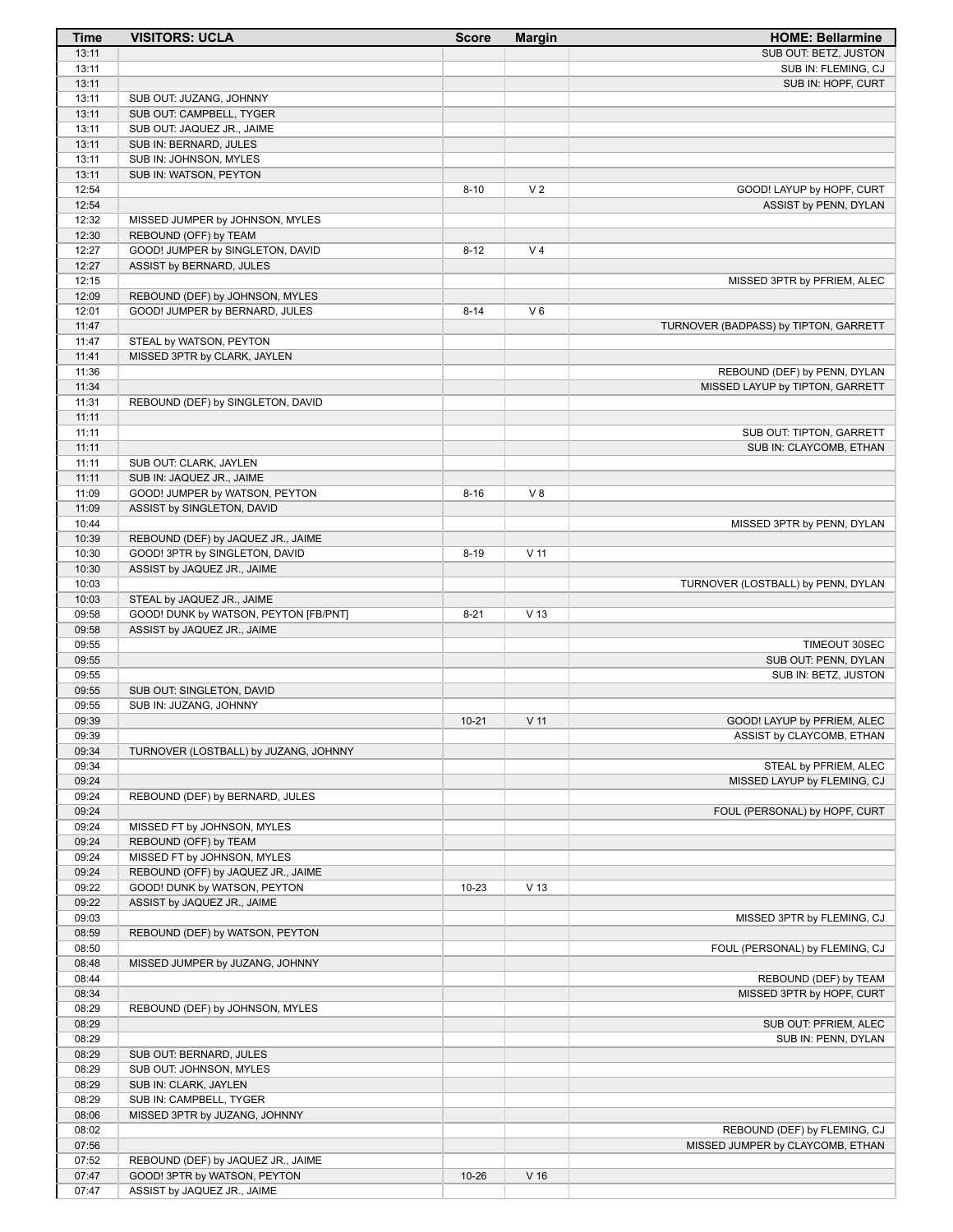| Time | VISITORS: UCLA | Score | Margin | HOME: Bellarmine |
|---|---|---|---|---|
| 13:11 | | | | SUB OUT: BETZ, JUSTON |
| 13:11 | | | | SUB IN: FLEMING, CJ |
| 13:11 | | | | SUB IN: HOPF, CURT |
| 13:11 | SUB OUT: JUZANG, JOHNNY | | | |
| 13:11 | SUB OUT: CAMPBELL, TYGER | | | |
| 13:11 | SUB OUT: JAQUEZ JR., JAIME | | | |
| 13:11 | SUB IN: BERNARD, JULES | | | |
| 13:11 | SUB IN: JOHNSON, MYLES | | | |
| 13:11 | SUB IN: WATSON, PEYTON | | | |
| 12:54 | | 8-10 | V 2 | GOOD! LAYUP by HOPF, CURT |
| 12:54 | | | | ASSIST by PENN, DYLAN |
| 12:32 | MISSED JUMPER by JOHNSON, MYLES | | | |
| 12:30 | REBOUND (OFF) by TEAM | | | |
| 12:27 | GOOD! JUMPER by SINGLETON, DAVID | 8-12 | V 4 | |
| 12:27 | ASSIST by BERNARD, JULES | | | |
| 12:15 | | | | MISSED 3PTR by PFRIEM, ALEC |
| 12:09 | REBOUND (DEF) by JOHNSON, MYLES | | | |
| 12:01 | GOOD! JUMPER by BERNARD, JULES | 8-14 | V 6 | |
| 11:47 | | | | TURNOVER (BADPASS) by TIPTON, GARRETT |
| 11:47 | STEAL by WATSON, PEYTON | | | |
| 11:41 | MISSED 3PTR by CLARK, JAYLEN | | | |
| 11:36 | | | | REBOUND (DEF) by PENN, DYLAN |
| 11:34 | | | | MISSED LAYUP by TIPTON, GARRETT |
| 11:31 | REBOUND (DEF) by SINGLETON, DAVID | | | |
| 11:11 | | | | |
| 11:11 | | | | SUB OUT: TIPTON, GARRETT |
| 11:11 | | | | SUB IN: CLAYCOMB, ETHAN |
| 11:11 | SUB OUT: CLARK, JAYLEN | | | |
| 11:11 | SUB IN: JAQUEZ JR., JAIME | | | |
| 11:09 | GOOD! JUMPER by WATSON, PEYTON | 8-16 | V 8 | |
| 11:09 | ASSIST by SINGLETON, DAVID | | | |
| 10:44 | | | | MISSED 3PTR by PENN, DYLAN |
| 10:39 | REBOUND (DEF) by JAQUEZ JR., JAIME | | | |
| 10:30 | GOOD! 3PTR by SINGLETON, DAVID | 8-19 | V 11 | |
| 10:30 | ASSIST by JAQUEZ JR., JAIME | | | |
| 10:03 | | | | TURNOVER (LOSTBALL) by PENN, DYLAN |
| 10:03 | STEAL by JAQUEZ JR., JAIME | | | |
| 09:58 | GOOD! DUNK by WATSON, PEYTON [FB/PNT] | 8-21 | V 13 | |
| 09:58 | ASSIST by JAQUEZ JR., JAIME | | | |
| 09:55 | | | | TIMEOUT 30SEC |
| 09:55 | | | | SUB OUT: PENN, DYLAN |
| 09:55 | | | | SUB IN: BETZ, JUSTON |
| 09:55 | SUB OUT: SINGLETON, DAVID | | | |
| 09:55 | SUB IN: JUZANG, JOHNNY | | | |
| 09:39 | | 10-21 | V 11 | GOOD! LAYUP by PFRIEM, ALEC |
| 09:39 | | | | ASSIST by CLAYCOMB, ETHAN |
| 09:34 | TURNOVER (LOSTBALL) by JUZANG, JOHNNY | | | |
| 09:34 | | | | STEAL by PFRIEM, ALEC |
| 09:24 | | | | MISSED LAYUP by FLEMING, CJ |
| 09:24 | REBOUND (DEF) by BERNARD, JULES | | | |
| 09:24 | | | | FOUL (PERSONAL) by HOPF, CURT |
| 09:24 | MISSED FT by JOHNSON, MYLES | | | |
| 09:24 | REBOUND (OFF) by TEAM | | | |
| 09:24 | MISSED FT by JOHNSON, MYLES | | | |
| 09:24 | REBOUND (OFF) by JAQUEZ JR., JAIME | | | |
| 09:22 | GOOD! DUNK by WATSON, PEYTON | 10-23 | V 13 | |
| 09:22 | ASSIST by JAQUEZ JR., JAIME | | | |
| 09:03 | | | | MISSED 3PTR by FLEMING, CJ |
| 08:59 | REBOUND (DEF) by WATSON, PEYTON | | | |
| 08:50 | | | | FOUL (PERSONAL) by FLEMING, CJ |
| 08:48 | MISSED JUMPER by JUZANG, JOHNNY | | | |
| 08:44 | | | | REBOUND (DEF) by TEAM |
| 08:34 | | | | MISSED 3PTR by HOPF, CURT |
| 08:29 | REBOUND (DEF) by JOHNSON, MYLES | | | |
| 08:29 | | | | SUB OUT: PFRIEM, ALEC |
| 08:29 | | | | SUB IN: PENN, DYLAN |
| 08:29 | SUB OUT: BERNARD, JULES | | | |
| 08:29 | SUB OUT: JOHNSON, MYLES | | | |
| 08:29 | SUB IN: CLARK, JAYLEN | | | |
| 08:29 | SUB IN: CAMPBELL, TYGER | | | |
| 08:06 | MISSED 3PTR by JUZANG, JOHNNY | | | |
| 08:02 | | | | REBOUND (DEF) by FLEMING, CJ |
| 07:56 | | | | MISSED JUMPER by CLAYCOMB, ETHAN |
| 07:52 | REBOUND (DEF) by JAQUEZ JR., JAIME | | | |
| 07:47 | GOOD! 3PTR by WATSON, PEYTON | 10-26 | V 16 | |
| 07:47 | ASSIST by JAQUEZ JR., JAIME | | | |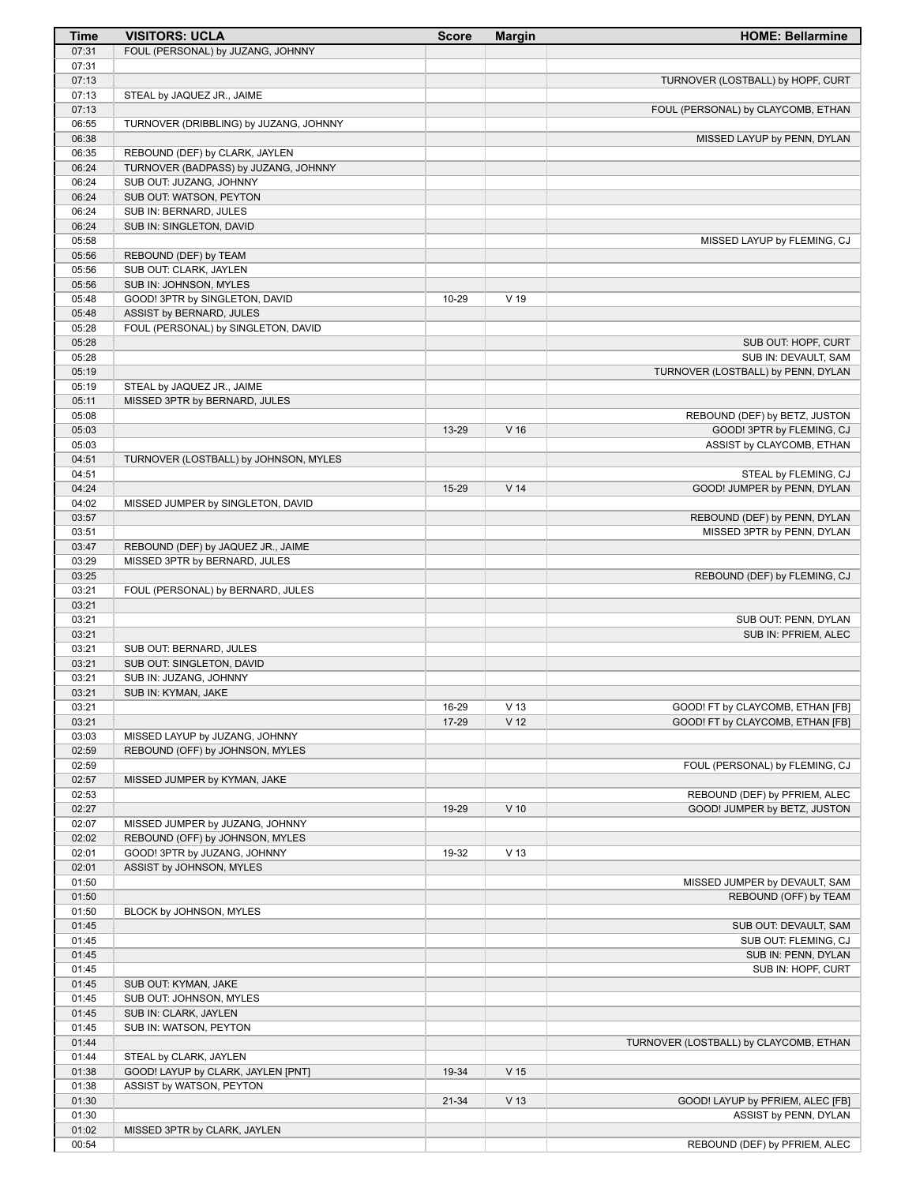| Time | VISITORS: UCLA | Score | Margin | HOME: Bellarmine |
|---|---|---|---|---|
| 07:31 | FOUL (PERSONAL) by JUZANG, JOHNNY | | | |
| 07:31 | | | | |
| 07:13 | | | | TURNOVER (LOSTBALL) by HOPF, CURT |
| 07:13 | STEAL by JAQUEZ JR., JAIME | | | |
| 07:13 | | | | FOUL (PERSONAL) by CLAYCOMB, ETHAN |
| 06:55 | TURNOVER (DRIBBLING) by JUZANG, JOHNNY | | | |
| 06:38 | | | | MISSED LAYUP by PENN, DYLAN |
| 06:35 | REBOUND (DEF) by CLARK, JAYLEN | | | |
| 06:24 | TURNOVER (BADPASS) by JUZANG, JOHNNY | | | |
| 06:24 | SUB OUT: JUZANG, JOHNNY | | | |
| 06:24 | SUB OUT: WATSON, PEYTON | | | |
| 06:24 | SUB IN: BERNARD, JULES | | | |
| 06:24 | SUB IN: SINGLETON, DAVID | | | |
| 05:58 | | | | MISSED LAYUP by FLEMING, CJ |
| 05:56 | REBOUND (DEF) by TEAM | | | |
| 05:56 | SUB OUT: CLARK, JAYLEN | | | |
| 05:56 | SUB IN: JOHNSON, MYLES | | | |
| 05:48 | GOOD! 3PTR by SINGLETON, DAVID | 10-29 | V 19 | |
| 05:48 | ASSIST by BERNARD, JULES | | | |
| 05:28 | FOUL (PERSONAL) by SINGLETON, DAVID | | | |
| 05:28 | | | | SUB OUT: HOPF, CURT |
| 05:28 | | | | SUB IN: DEVAULT, SAM |
| 05:19 | | | | TURNOVER (LOSTBALL) by PENN, DYLAN |
| 05:19 | STEAL by JAQUEZ JR., JAIME | | | |
| 05:11 | MISSED 3PTR by BERNARD, JULES | | | |
| 05:08 | | | | REBOUND (DEF) by BETZ, JUSTON |
| 05:03 | | 13-29 | V 16 | GOOD! 3PTR by FLEMING, CJ |
| 05:03 | | | | ASSIST by CLAYCOMB, ETHAN |
| 04:51 | TURNOVER (LOSTBALL) by JOHNSON, MYLES | | | |
| 04:51 | | | | STEAL by FLEMING, CJ |
| 04:24 | | 15-29 | V 14 | GOOD! JUMPER by PENN, DYLAN |
| 04:02 | MISSED JUMPER by SINGLETON, DAVID | | | |
| 03:57 | | | | REBOUND (DEF) by PENN, DYLAN |
| 03:51 | | | | MISSED 3PTR by PENN, DYLAN |
| 03:47 | REBOUND (DEF) by JAQUEZ JR., JAIME | | | |
| 03:29 | MISSED 3PTR by BERNARD, JULES | | | |
| 03:25 | | | | REBOUND (DEF) by FLEMING, CJ |
| 03:21 | FOUL (PERSONAL) by BERNARD, JULES | | | |
| 03:21 | | | | |
| 03:21 | | | | SUB OUT: PENN, DYLAN |
| 03:21 | | | | SUB IN: PFRIEM, ALEC |
| 03:21 | SUB OUT: BERNARD, JULES | | | |
| 03:21 | SUB OUT: SINGLETON, DAVID | | | |
| 03:21 | SUB IN: JUZANG, JOHNNY | | | |
| 03:21 | SUB IN: KYMAN, JAKE | | | |
| 03:21 | | 16-29 | V 13 | GOOD! FT by CLAYCOMB, ETHAN [FB] |
| 03:21 | | 17-29 | V 12 | GOOD! FT by CLAYCOMB, ETHAN [FB] |
| 03:03 | MISSED LAYUP by JUZANG, JOHNNY | | | |
| 02:59 | REBOUND (OFF) by JOHNSON, MYLES | | | |
| 02:59 | | | | FOUL (PERSONAL) by FLEMING, CJ |
| 02:57 | MISSED JUMPER by KYMAN, JAKE | | | |
| 02:53 | | | | REBOUND (DEF) by PFRIEM, ALEC |
| 02:27 | | 19-29 | V 10 | GOOD! JUMPER by BETZ, JUSTON |
| 02:07 | MISSED JUMPER by JUZANG, JOHNNY | | | |
| 02:02 | REBOUND (OFF) by JOHNSON, MYLES | | | |
| 02:01 | GOOD! 3PTR by JUZANG, JOHNNY | 19-32 | V 13 | |
| 02:01 | ASSIST by JOHNSON, MYLES | | | |
| 01:50 | | | | MISSED JUMPER by DEVAULT, SAM |
| 01:50 | | | | REBOUND (OFF) by TEAM |
| 01:50 | BLOCK by JOHNSON, MYLES | | | |
| 01:45 | | | | SUB OUT: DEVAULT, SAM |
| 01:45 | | | | SUB OUT: FLEMING, CJ |
| 01:45 | | | | SUB IN: PENN, DYLAN |
| 01:45 | | | | SUB IN: HOPF, CURT |
| 01:45 | SUB OUT: KYMAN, JAKE | | | |
| 01:45 | SUB OUT: JOHNSON, MYLES | | | |
| 01:45 | SUB IN: CLARK, JAYLEN | | | |
| 01:45 | SUB IN: WATSON, PEYTON | | | |
| 01:44 | | | | TURNOVER (LOSTBALL) by CLAYCOMB, ETHAN |
| 01:44 | STEAL by CLARK, JAYLEN | | | |
| 01:38 | GOOD! LAYUP by CLARK, JAYLEN [PNT] | 19-34 | V 15 | |
| 01:38 | ASSIST by WATSON, PEYTON | | | |
| 01:30 | | 21-34 | V 13 | GOOD! LAYUP by PFRIEM, ALEC [FB] |
| 01:30 | | | | ASSIST by PENN, DYLAN |
| 01:02 | MISSED 3PTR by CLARK, JAYLEN | | | |
| 00:54 | | | | REBOUND (DEF) by PFRIEM, ALEC |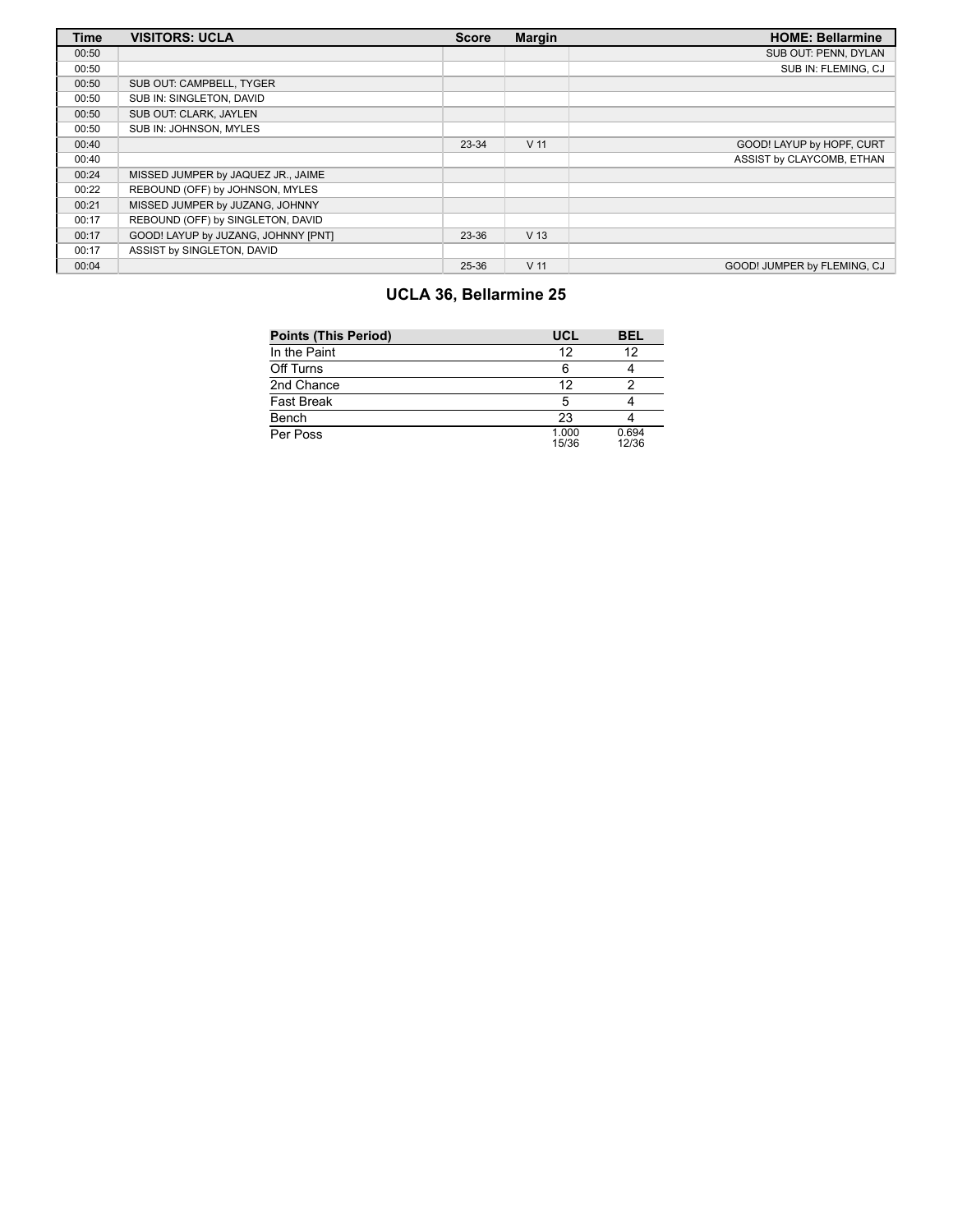| Time | VISITORS: UCLA | Score | Margin | HOME: Bellarmine |
| --- | --- | --- | --- | --- |
| 00:50 | | | | SUB OUT: PENN, DYLAN |
| 00:50 | | | | SUB IN: FLEMING, CJ |
| 00:50 | SUB OUT: CAMPBELL, TYGER | | | |
| 00:50 | SUB IN: SINGLETON, DAVID | | | |
| 00:50 | SUB OUT: CLARK, JAYLEN | | | |
| 00:50 | SUB IN: JOHNSON, MYLES | | | |
| 00:40 | | 23-34 | V 11 | GOOD! LAYUP by HOPF, CURT |
| 00:40 | | | | ASSIST by CLAYCOMB, ETHAN |
| 00:24 | MISSED JUMPER by JAQUEZ JR., JAIME | | | |
| 00:22 | REBOUND (OFF) by JOHNSON, MYLES | | | |
| 00:21 | MISSED JUMPER by JUZANG, JOHNNY | | | |
| 00:17 | REBOUND (OFF) by SINGLETON, DAVID | | | |
| 00:17 | GOOD! LAYUP by JUZANG, JOHNNY [PNT] | 23-36 | V 13 | |
| 00:17 | ASSIST by SINGLETON, DAVID | | | |
| 00:04 | | 25-36 | V 11 | GOOD! JUMPER by FLEMING, CJ |

## UCLA 36, Bellarmine 25

| Points (This Period) | UCL | BEL |
| --- | --- | --- |
| In the Paint | 12 | 12 |
| Off Turns | 6 | 4 |
| 2nd Chance | 12 | 2 |
| Fast Break | 5 | 4 |
| Bench | 23 | 4 |
| Per Poss | 1.000 15/36 | 0.694 12/36 |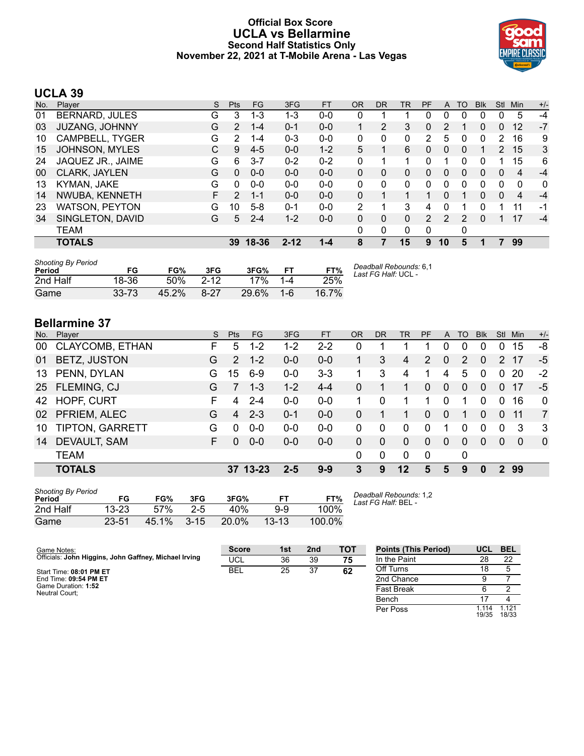# Official Box Score
## UCLA vs Bellarmine
### Second Half Statistics Only
### November 22, 2021 at T-Mobile Arena - Las Vegas

## UCLA 39

| No. | Player | S | Pts | FG | 3FG | FT | OR | DR | TR | PF | A | TO | Blk | Stl | Min | +/- |
|---|---|---|---|---|---|---|---|---|---|---|---|---|---|---|---|---|
| 01 | BERNARD, JULES | G | 3 | 1-3 | 1-3 | 0-0 | 0 | 1 | 1 | 0 | 0 | 0 | 0 | 0 | 5 | -4 |
| 03 | JUZANG, JOHNNY | G | 2 | 1-4 | 0-1 | 0-0 | 1 | 2 | 3 | 0 | 2 | 1 | 0 | 0 | 12 | -7 |
| 10 | CAMPBELL, TYGER | G | 2 | 1-4 | 0-3 | 0-0 | 0 | 0 | 0 | 2 | 5 | 0 | 0 | 2 | 16 | 9 |
| 15 | JOHNSON, MYLES | C | 9 | 4-5 | 0-0 | 1-2 | 5 | 1 | 6 | 0 | 0 | 0 | 1 | 2 | 15 | 3 |
| 24 | JAQUEZ JR., JAIME | G | 6 | 3-7 | 0-2 | 0-2 | 0 | 1 | 1 | 0 | 1 | 0 | 0 | 1 | 15 | 6 |
| 00 | CLARK, JAYLEN | G | 0 | 0-0 | 0-0 | 0-0 | 0 | 0 | 0 | 0 | 0 | 0 | 0 | 0 | 4 | -4 |
| 13 | KYMAN, JAKE | G | 0 | 0-0 | 0-0 | 0-0 | 0 | 0 | 0 | 0 | 0 | 0 | 0 | 0 | 0 | 0 |
| 14 | NWUBA, KENNETH | F | 2 | 1-1 | 0-0 | 0-0 | 0 | 1 | 1 | 1 | 0 | 1 | 0 | 0 | 4 | -4 |
| 23 | WATSON, PEYTON | G | 10 | 5-8 | 0-1 | 0-0 | 2 | 1 | 3 | 4 | 0 | 1 | 0 | 1 | 11 | -1 |
| 34 | SINGLETON, DAVID | G | 5 | 2-4 | 1-2 | 0-0 | 0 | 0 | 0 | 2 | 2 | 2 | 0 | 1 | 17 | -4 |
| | TEAM | | | | | | 0 | 0 | 0 | 0 | | 0 | | | | |
| | **TOTALS** | | **39** | **18-36** | **2-12** | **1-4** | **8** | **7** | **15** | **9** | **10** | **5** | **1** | **7** | **99** | |

| Shooting By Period Period | FG | FG% | 3FG | 3FG% | FT | FT% |
|---|---|---|---|---|---|---|
| 2nd Half | 18-36 | 50% | 2-12 | 17% | 1-4 | 25% |
| Game | 33-73 | 45.2% | 8-27 | 29.6% | 1-6 | 16.7% |

*Deadball Rebounds:* 6,1
*Last FG Half:* UCL -

## Bellarmine 37

| No. | Player | S | Pts | FG | 3FG | FT | OR | DR | TR | PF | A | TO | Blk | Stl | Min | +/- |
|---|---|---|---|---|---|---|---|---|---|---|---|---|---|---|---|---|
| 00 | CLAYCOMB, ETHAN | F | 5 | 1-2 | 1-2 | 2-2 | 0 | 1 | 1 | 1 | 0 | 0 | 0 | 0 | 15 | -8 |
| 01 | BETZ, JUSTON | G | 2 | 1-2 | 0-0 | 0-0 | 1 | 3 | 4 | 2 | 0 | 2 | 0 | 2 | 17 | -5 |
| 13 | PENN, DYLAN | G | 15 | 6-9 | 0-0 | 3-3 | 1 | 3 | 4 | 1 | 4 | 5 | 0 | 0 | 20 | -2 |
| 25 | FLEMING, CJ | G | 7 | 1-3 | 1-2 | 4-4 | 0 | 1 | 1 | 0 | 0 | 0 | 0 | 0 | 17 | -5 |
| 42 | HOPF, CURT | F | 4 | 2-4 | 0-0 | 0-0 | 1 | 0 | 1 | 1 | 0 | 1 | 0 | 0 | 16 | 0 |
| 02 | PFRIEM, ALEC | G | 4 | 2-3 | 0-1 | 0-0 | 0 | 1 | 1 | 0 | 0 | 1 | 0 | 0 | 11 | 7 |
| 10 | TIPTON, GARRETT | G | 0 | 0-0 | 0-0 | 0-0 | 0 | 0 | 0 | 0 | 1 | 0 | 0 | 0 | 3 | 3 |
| 14 | DEVAULT, SAM | F | 0 | 0-0 | 0-0 | 0-0 | 0 | 0 | 0 | 0 | 0 | 0 | 0 | 0 | 0 | 0 |
| | TEAM | | | | | | 0 | 0 | 0 | 0 | | 0 | | | | |
| | **TOTALS** | | **37** | **13-23** | **2-5** | **9-9** | **3** | **9** | **12** | **5** | **5** | **9** | **0** | **2** | **99** | |

| Shooting By Period Period | FG | FG% | 3FG | 3FG% | FT | FT% |
|---|---|---|---|---|---|---|
| 2nd Half | 13-23 | 57% | 2-5 | 40% | 9-9 | 100% |
| Game | 23-51 | 45.1% | 3-15 | 20.0% | 13-13 | 100.0% |

*Deadball Rebounds:* 1,2
*Last FG Half:* BEL -

Game Notes:
Officials: **John Higgins, John Gaffney, Michael Irving**

Start Time: **08:01 PM ET**
End Time: **09:54 PM ET**
Game Duration: **1:52**
Neutral Court;

| Score | 1st | 2nd | TOT |
|---|---|---|---|
| UCL | 36 | 39 | **75** |
| BEL | 25 | 37 | **62** |

| Points (This Period) | UCL | BEL |
|---|---|---|
| In the Paint | 28 | 22 |
| Off Turns | 18 | 5 |
| 2nd Chance | 9 | 7 |
| Fast Break | 6 | 2 |
| Bench | 17 | 4 |
| Per Poss | 1.114 19/35 | 1.121 18/33 |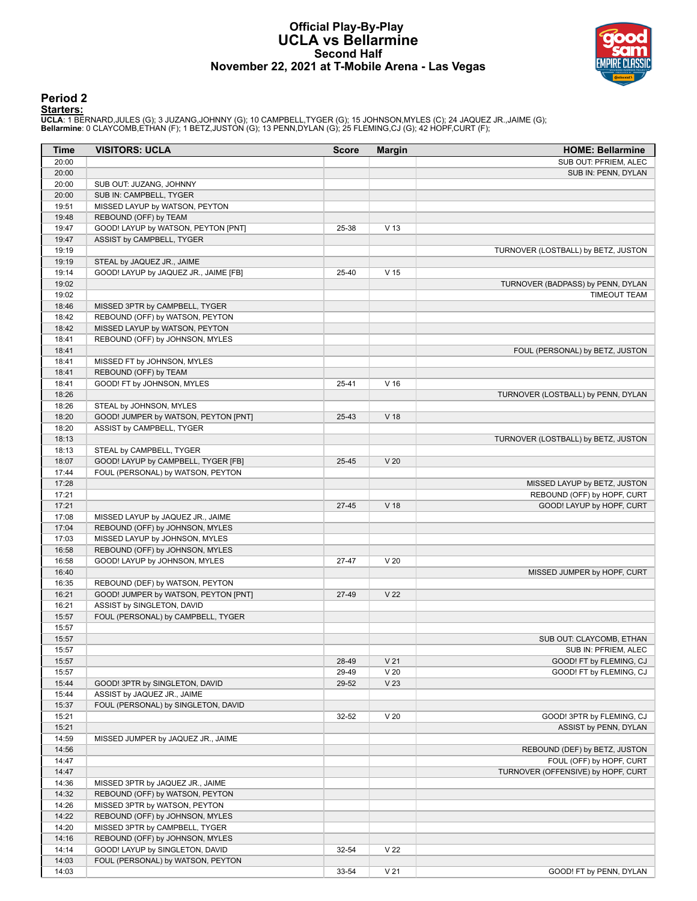# Official Play-By-Play
# UCLA vs Bellarmine
## Second Half
## November 22, 2021 at T-Mobile Arena - Las Vegas

### Period 2

**Starters:**

**UCLA**: 1 BERNARD,JULES (G); 3 JUZANG,JOHNNY (G); 10 CAMPBELL,TYGER (G); 15 JOHNSON,MYLES (C); 24 JAQUEZ JR.,JAIME (G);
**Bellarmine**: 0 CLAYCOMB,ETHAN (F); 1 BETZ,JUSTON (G); 13 PENN,DYLAN (G); 25 FLEMING,CJ (G); 42 HOPF,CURT (F);

| Time | VISITORS: UCLA | Score | Margin | HOME: Bellarmine |
|---|---|---|---|---|
| 20:00 | | | | SUB OUT: PFRIEM, ALEC |
| 20:00 | | | | SUB IN: PENN, DYLAN |
| 20:00 | SUB OUT: JUZANG, JOHNNY | | | |
| 20:00 | SUB IN: CAMPBELL, TYGER | | | |
| 19:51 | MISSED LAYUP by WATSON, PEYTON | | | |
| 19:48 | REBOUND (OFF) by TEAM | | | |
| 19:47 | GOOD! LAYUP by WATSON, PEYTON [PNT] | 25-38 | V 13 | |
| 19:47 | ASSIST by CAMPBELL, TYGER | | | |
| 19:19 | | | | TURNOVER (LOSTBALL) by BETZ, JUSTON |
| 19:19 | STEAL by JAQUEZ JR., JAIME | | | |
| 19:14 | GOOD! LAYUP by JAQUEZ JR., JAIME [FB] | 25-40 | V 15 | |
| 19:02 | | | | TURNOVER (BADPASS) by PENN, DYLAN |
| 19:02 | | | | TIMEOUT TEAM |
| 18:46 | MISSED 3PTR by CAMPBELL, TYGER | | | |
| 18:42 | REBOUND (OFF) by WATSON, PEYTON | | | |
| 18:42 | MISSED LAYUP by WATSON, PEYTON | | | |
| 18:41 | REBOUND (OFF) by JOHNSON, MYLES | | | |
| 18:41 | | | | FOUL (PERSONAL) by BETZ, JUSTON |
| 18:41 | MISSED FT by JOHNSON, MYLES | | | |
| 18:41 | REBOUND (OFF) by TEAM | | | |
| 18:41 | GOOD! FT by JOHNSON, MYLES | 25-41 | V 16 | |
| 18:26 | | | | TURNOVER (LOSTBALL) by PENN, DYLAN |
| 18:26 | STEAL by JOHNSON, MYLES | | | |
| 18:20 | GOOD! JUMPER by WATSON, PEYTON [PNT] | 25-43 | V 18 | |
| 18:20 | ASSIST by CAMPBELL, TYGER | | | |
| 18:13 | | | | TURNOVER (LOSTBALL) by BETZ, JUSTON |
| 18:13 | STEAL by CAMPBELL, TYGER | | | |
| 18:07 | GOOD! LAYUP by CAMPBELL, TYGER [FB] | 25-45 | V 20 | |
| 17:44 | FOUL (PERSONAL) by WATSON, PEYTON | | | |
| 17:28 | | | | MISSED LAYUP by BETZ, JUSTON |
| 17:21 | | | | REBOUND (OFF) by HOPF, CURT |
| 17:21 | | 27-45 | V 18 | GOOD! LAYUP by HOPF, CURT |
| 17:08 | MISSED LAYUP by JAQUEZ JR., JAIME | | | |
| 17:04 | REBOUND (OFF) by JOHNSON, MYLES | | | |
| 17:03 | MISSED LAYUP by JOHNSON, MYLES | | | |
| 16:58 | REBOUND (OFF) by JOHNSON, MYLES | | | |
| 16:58 | GOOD! LAYUP by JOHNSON, MYLES | 27-47 | V 20 | |
| 16:40 | | | | MISSED JUMPER by HOPF, CURT |
| 16:35 | REBOUND (DEF) by WATSON, PEYTON | | | |
| 16:21 | GOOD! JUMPER by WATSON, PEYTON [PNT] | 27-49 | V 22 | |
| 16:21 | ASSIST by SINGLETON, DAVID | | | |
| 15:57 | FOUL (PERSONAL) by CAMPBELL, TYGER | | | |
| 15:57 | | | | |
| 15:57 | | | | SUB OUT: CLAYCOMB, ETHAN |
| 15:57 | | | | SUB IN: PFRIEM, ALEC |
| 15:57 | | 28-49 | V 21 | GOOD! FT by FLEMING, CJ |
| 15:57 | | 29-49 | V 20 | GOOD! FT by FLEMING, CJ |
| 15:44 | GOOD! 3PTR by SINGLETON, DAVID | 29-52 | V 23 | |
| 15:44 | ASSIST by JAQUEZ JR., JAIME | | | |
| 15:37 | FOUL (PERSONAL) by SINGLETON, DAVID | | | |
| 15:21 | | 32-52 | V 20 | GOOD! 3PTR by FLEMING, CJ |
| 15:21 | | | | ASSIST by PENN, DYLAN |
| 14:59 | MISSED JUMPER by JAQUEZ JR., JAIME | | | |
| 14:56 | | | | REBOUND (DEF) by BETZ, JUSTON |
| 14:47 | | | | FOUL (OFF) by HOPF, CURT |
| 14:47 | | | | TURNOVER (OFFENSIVE) by HOPF, CURT |
| 14:36 | MISSED 3PTR by JAQUEZ JR., JAIME | | | |
| 14:32 | REBOUND (OFF) by WATSON, PEYTON | | | |
| 14:26 | MISSED 3PTR by WATSON, PEYTON | | | |
| 14:22 | REBOUND (OFF) by JOHNSON, MYLES | | | |
| 14:20 | MISSED 3PTR by CAMPBELL, TYGER | | | |
| 14:16 | REBOUND (OFF) by JOHNSON, MYLES | | | |
| 14:14 | GOOD! LAYUP by SINGLETON, DAVID | 32-54 | V 22 | |
| 14:03 | FOUL (PERSONAL) by WATSON, PEYTON | | | |
| 14:03 | | 33-54 | V 21 | GOOD! FT by PENN, DYLAN |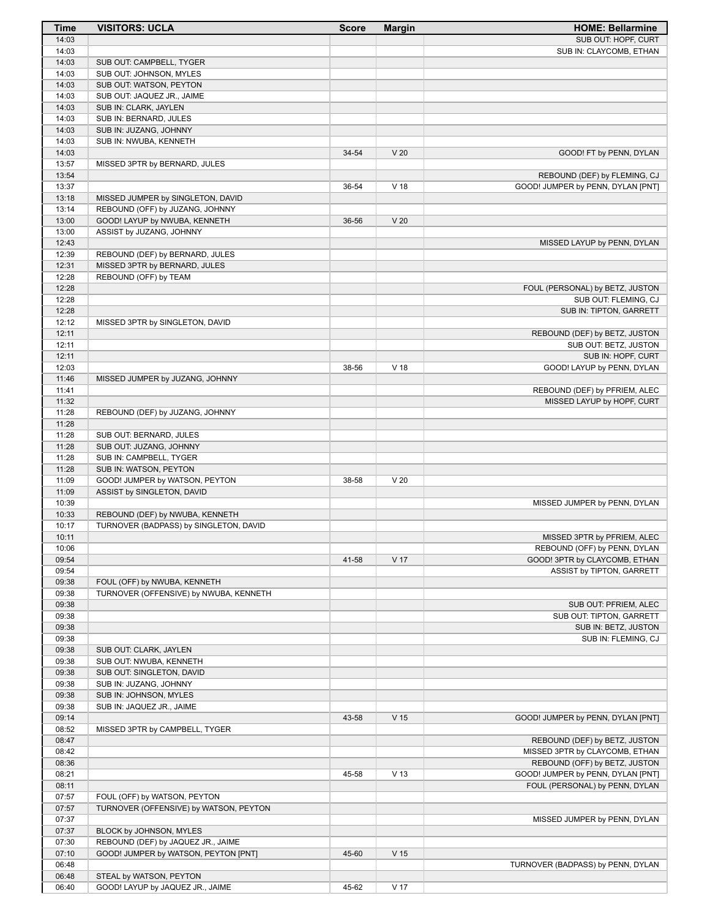| Time | VISITORS: UCLA | Score | Margin | HOME: Bellarmine |
|---|---|---|---|---|
| 14:03 | | | | SUB OUT: HOPF, CURT |
| 14:03 | | | | SUB IN: CLAYCOMB, ETHAN |
| 14:03 | SUB OUT: CAMPBELL, TYGER | | | |
| 14:03 | SUB OUT: JOHNSON, MYLES | | | |
| 14:03 | SUB OUT: WATSON, PEYTON | | | |
| 14:03 | SUB OUT: JAQUEZ JR., JAIME | | | |
| 14:03 | SUB IN: CLARK, JAYLEN | | | |
| 14:03 | SUB IN: BERNARD, JULES | | | |
| 14:03 | SUB IN: JUZANG, JOHNNY | | | |
| 14:03 | SUB IN: NWUBA, KENNETH | | | |
| 14:03 | | 34-54 | V 20 | GOOD! FT by PENN, DYLAN |
| 13:57 | MISSED 3PTR by BERNARD, JULES | | | |
| 13:54 | | | | REBOUND (DEF) by FLEMING, CJ |
| 13:37 | | 36-54 | V 18 | GOOD! JUMPER by PENN, DYLAN [PNT] |
| 13:18 | MISSED JUMPER by SINGLETON, DAVID | | | |
| 13:14 | REBOUND (OFF) by JUZANG, JOHNNY | | | |
| 13:00 | GOOD! LAYUP by NWUBA, KENNETH | 36-56 | V 20 | |
| 13:00 | ASSIST by JUZANG, JOHNNY | | | |
| 12:43 | | | | MISSED LAYUP by PENN, DYLAN |
| 12:39 | REBOUND (DEF) by BERNARD, JULES | | | |
| 12:31 | MISSED 3PTR by BERNARD, JULES | | | |
| 12:28 | REBOUND (OFF) by TEAM | | | |
| 12:28 | | | | FOUL (PERSONAL) by BETZ, JUSTON |
| 12:28 | | | | SUB OUT: FLEMING, CJ |
| 12:28 | | | | SUB IN: TIPTON, GARRETT |
| 12:12 | MISSED 3PTR by SINGLETON, DAVID | | | |
| 12:11 | | | | REBOUND (DEF) by BETZ, JUSTON |
| 12:11 | | | | SUB OUT: BETZ, JUSTON |
| 12:11 | | | | SUB IN: HOPF, CURT |
| 12:03 | | 38-56 | V 18 | GOOD! LAYUP by PENN, DYLAN |
| 11:46 | MISSED JUMPER by JUZANG, JOHNNY | | | |
| 11:41 | | | | REBOUND (DEF) by PFRIEM, ALEC |
| 11:32 | | | | MISSED LAYUP by HOPF, CURT |
| 11:28 | REBOUND (DEF) by JUZANG, JOHNNY | | | |
| 11:28 | | | | |
| 11:28 | SUB OUT: BERNARD, JULES | | | |
| 11:28 | SUB OUT: JUZANG, JOHNNY | | | |
| 11:28 | SUB IN: CAMPBELL, TYGER | | | |
| 11:28 | SUB IN: WATSON, PEYTON | | | |
| 11:09 | GOOD! JUMPER by WATSON, PEYTON | 38-58 | V 20 | |
| 11:09 | ASSIST by SINGLETON, DAVID | | | |
| 10:39 | | | | MISSED JUMPER by PENN, DYLAN |
| 10:33 | REBOUND (DEF) by NWUBA, KENNETH | | | |
| 10:17 | TURNOVER (BADPASS) by SINGLETON, DAVID | | | |
| 10:11 | | | | MISSED 3PTR by PFRIEM, ALEC |
| 10:06 | | | | REBOUND (OFF) by PENN, DYLAN |
| 09:54 | | 41-58 | V 17 | GOOD! 3PTR by CLAYCOMB, ETHAN |
| 09:54 | | | | ASSIST by TIPTON, GARRETT |
| 09:38 | FOUL (OFF) by NWUBA, KENNETH | | | |
| 09:38 | TURNOVER (OFFENSIVE) by NWUBA, KENNETH | | | |
| 09:38 | | | | SUB OUT: PFRIEM, ALEC |
| 09:38 | | | | SUB OUT: TIPTON, GARRETT |
| 09:38 | | | | SUB IN: BETZ, JUSTON |
| 09:38 | | | | SUB IN: FLEMING, CJ |
| 09:38 | SUB OUT: CLARK, JAYLEN | | | |
| 09:38 | SUB OUT: NWUBA, KENNETH | | | |
| 09:38 | SUB OUT: SINGLETON, DAVID | | | |
| 09:38 | SUB IN: JUZANG, JOHNNY | | | |
| 09:38 | SUB IN: JOHNSON, MYLES | | | |
| 09:38 | SUB IN: JAQUEZ JR., JAIME | | | |
| 09:14 | | 43-58 | V 15 | GOOD! JUMPER by PENN, DYLAN [PNT] |
| 08:52 | MISSED 3PTR by CAMPBELL, TYGER | | | |
| 08:47 | | | | REBOUND (DEF) by BETZ, JUSTON |
| 08:42 | | | | MISSED 3PTR by CLAYCOMB, ETHAN |
| 08:36 | | | | REBOUND (OFF) by BETZ, JUSTON |
| 08:21 | | 45-58 | V 13 | GOOD! JUMPER by PENN, DYLAN [PNT] |
| 08:11 | | | | FOUL (PERSONAL) by PENN, DYLAN |
| 07:57 | FOUL (OFF) by WATSON, PEYTON | | | |
| 07:57 | TURNOVER (OFFENSIVE) by WATSON, PEYTON | | | |
| 07:37 | | | | MISSED JUMPER by PENN, DYLAN |
| 07:37 | BLOCK by JOHNSON, MYLES | | | |
| 07:30 | REBOUND (DEF) by JAQUEZ JR., JAIME | | | |
| 07:10 | GOOD! JUMPER by WATSON, PEYTON [PNT] | 45-60 | V 15 | |
| 06:48 | | | | TURNOVER (BADPASS) by PENN, DYLAN |
| 06:48 | STEAL by WATSON, PEYTON | | | |
| 06:40 | GOOD! LAYUP by JAQUEZ JR., JAIME | 45-62 | V 17 | |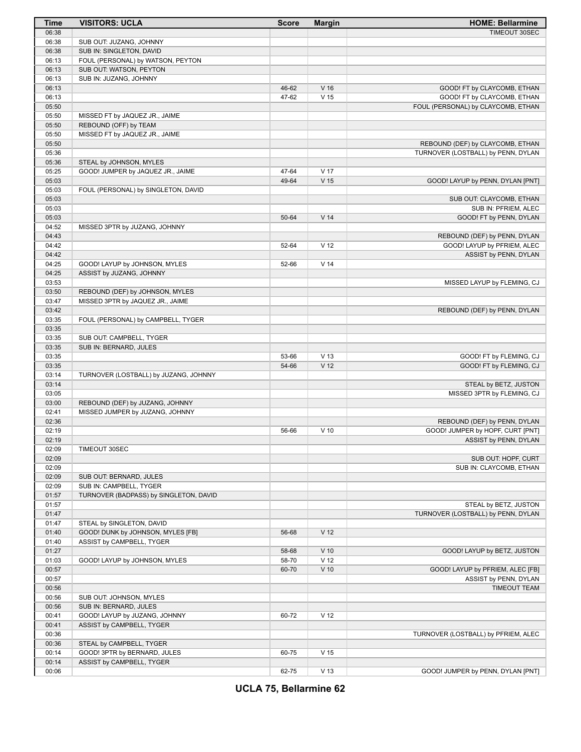| Time | VISITORS: UCLA | Score | Margin | HOME: Bellarmine |
|---|---|---|---|---|
| 06:38 | | | | TIMEOUT 30SEC |
| 06:38 | SUB OUT: JUZANG, JOHNNY | | | |
| 06:38 | SUB IN: SINGLETON, DAVID | | | |
| 06:13 | FOUL (PERSONAL) by WATSON, PEYTON | | | |
| 06:13 | SUB OUT: WATSON, PEYTON | | | |
| 06:13 | SUB IN: JUZANG, JOHNNY | | | |
| 06:13 | | 46-62 | V 16 | GOOD! FT by CLAYCOMB, ETHAN |
| 06:13 | | 47-62 | V 15 | GOOD! FT by CLAYCOMB, ETHAN |
| 05:50 | | | | FOUL (PERSONAL) by CLAYCOMB, ETHAN |
| 05:50 | MISSED FT by JAQUEZ JR., JAIME | | | |
| 05:50 | REBOUND (OFF) by TEAM | | | |
| 05:50 | MISSED FT by JAQUEZ JR., JAIME | | | |
| 05:50 | | | | REBOUND (DEF) by CLAYCOMB, ETHAN |
| 05:36 | | | | TURNOVER (LOSTBALL) by PENN, DYLAN |
| 05:36 | STEAL by JOHNSON, MYLES | | | |
| 05:25 | GOOD! JUMPER by JAQUEZ JR., JAIME | 47-64 | V 17 | |
| 05:03 | | 49-64 | V 15 | GOOD! LAYUP by PENN, DYLAN [PNT] |
| 05:03 | FOUL (PERSONAL) by SINGLETON, DAVID | | | |
| 05:03 | | | | SUB OUT: CLAYCOMB, ETHAN |
| 05:03 | | | | SUB IN: PFRIEM, ALEC |
| 05:03 | | 50-64 | V 14 | GOOD! FT by PENN, DYLAN |
| 04:52 | MISSED 3PTR by JUZANG, JOHNNY | | | |
| 04:43 | | | | REBOUND (DEF) by PENN, DYLAN |
| 04:42 | | 52-64 | V 12 | GOOD! LAYUP by PFRIEM, ALEC |
| 04:42 | | | | ASSIST by PENN, DYLAN |
| 04:25 | GOOD! LAYUP by JOHNSON, MYLES | 52-66 | V 14 | |
| 04:25 | ASSIST by JUZANG, JOHNNY | | | |
| 03:53 | | | | MISSED LAYUP by FLEMING, CJ |
| 03:50 | REBOUND (DEF) by JOHNSON, MYLES | | | |
| 03:47 | MISSED 3PTR by JAQUEZ JR., JAIME | | | |
| 03:42 | | | | REBOUND (DEF) by PENN, DYLAN |
| 03:35 | FOUL (PERSONAL) by CAMPBELL, TYGER | | | |
| 03:35 | | | | |
| 03:35 | SUB OUT: CAMPBELL, TYGER | | | |
| 03:35 | SUB IN: BERNARD, JULES | | | |
| 03:35 | | 53-66 | V 13 | GOOD! FT by FLEMING, CJ |
| 03:35 | | 54-66 | V 12 | GOOD! FT by FLEMING, CJ |
| 03:14 | TURNOVER (LOSTBALL) by JUZANG, JOHNNY | | | |
| 03:14 | | | | STEAL by BETZ, JUSTON |
| 03:05 | | | | MISSED 3PTR by FLEMING, CJ |
| 03:00 | REBOUND (DEF) by JUZANG, JOHNNY | | | |
| 02:41 | MISSED JUMPER by JUZANG, JOHNNY | | | |
| 02:36 | | | | REBOUND (DEF) by PENN, DYLAN |
| 02:19 | | 56-66 | V 10 | GOOD! JUMPER by HOPF, CURT [PNT] |
| 02:19 | | | | ASSIST by PENN, DYLAN |
| 02:09 | TIMEOUT 30SEC | | | |
| 02:09 | | | | SUB OUT: HOPF, CURT |
| 02:09 | | | | SUB IN: CLAYCOMB, ETHAN |
| 02:09 | SUB OUT: BERNARD, JULES | | | |
| 02:09 | SUB IN: CAMPBELL, TYGER | | | |
| 01:57 | TURNOVER (BADPASS) by SINGLETON, DAVID | | | |
| 01:57 | | | | STEAL by BETZ, JUSTON |
| 01:47 | | | | TURNOVER (LOSTBALL) by PENN, DYLAN |
| 01:47 | STEAL by SINGLETON, DAVID | | | |
| 01:40 | GOOD! DUNK by JOHNSON, MYLES [FB] | 56-68 | V 12 | |
| 01:40 | ASSIST by CAMPBELL, TYGER | | | |
| 01:27 | | 58-68 | V 10 | GOOD! LAYUP by BETZ, JUSTON |
| 01:03 | GOOD! LAYUP by JOHNSON, MYLES | 58-70 | V 12 | |
| 00:57 | | 60-70 | V 10 | GOOD! LAYUP by PFRIEM, ALEC [FB] |
| 00:57 | | | | ASSIST by PENN, DYLAN |
| 00:56 | | | | TIMEOUT TEAM |
| 00:56 | SUB OUT: JOHNSON, MYLES | | | |
| 00:56 | SUB IN: BERNARD, JULES | | | |
| 00:41 | GOOD! LAYUP by JUZANG, JOHNNY | 60-72 | V 12 | |
| 00:41 | ASSIST by CAMPBELL, TYGER | | | |
| 00:36 | | | | TURNOVER (LOSTBALL) by PFRIEM, ALEC |
| 00:36 | STEAL by CAMPBELL, TYGER | | | |
| 00:14 | GOOD! 3PTR by BERNARD, JULES | 60-75 | V 15 | |
| 00:14 | ASSIST by CAMPBELL, TYGER | | | |
| 00:06 | | 62-75 | V 13 | GOOD! JUMPER by PENN, DYLAN [PNT] |

**UCLA 75, Bellarmine 62**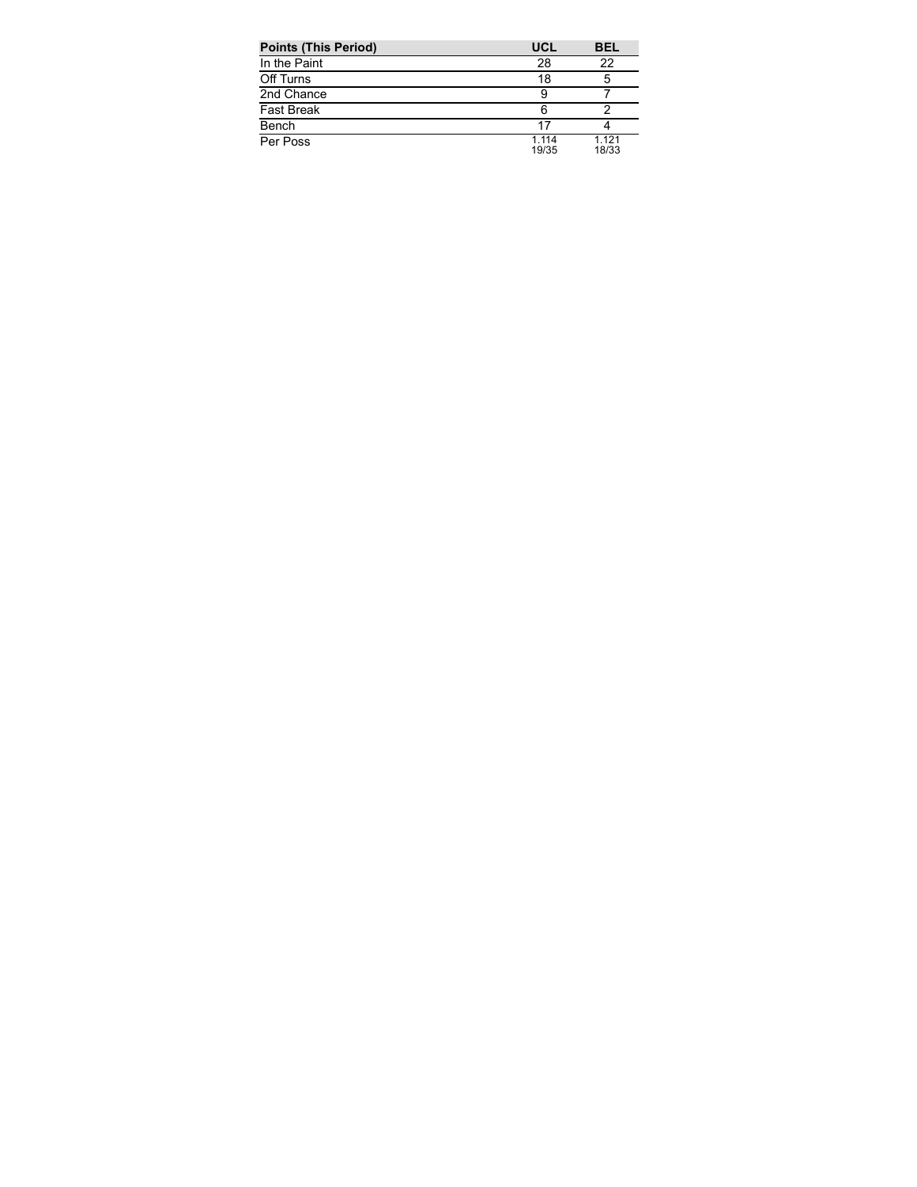| Points (This Period) | UCL | BEL |
|---|---|---|
| In the Paint | 28 | 22 |
| Off Turns | 18 | 5 |
| 2nd Chance | 9 | 7 |
| Fast Break | 6 | 2 |
| Bench | 17 | 4 |
| Per Poss | 1.114 19/35 | 1.121 18/33 |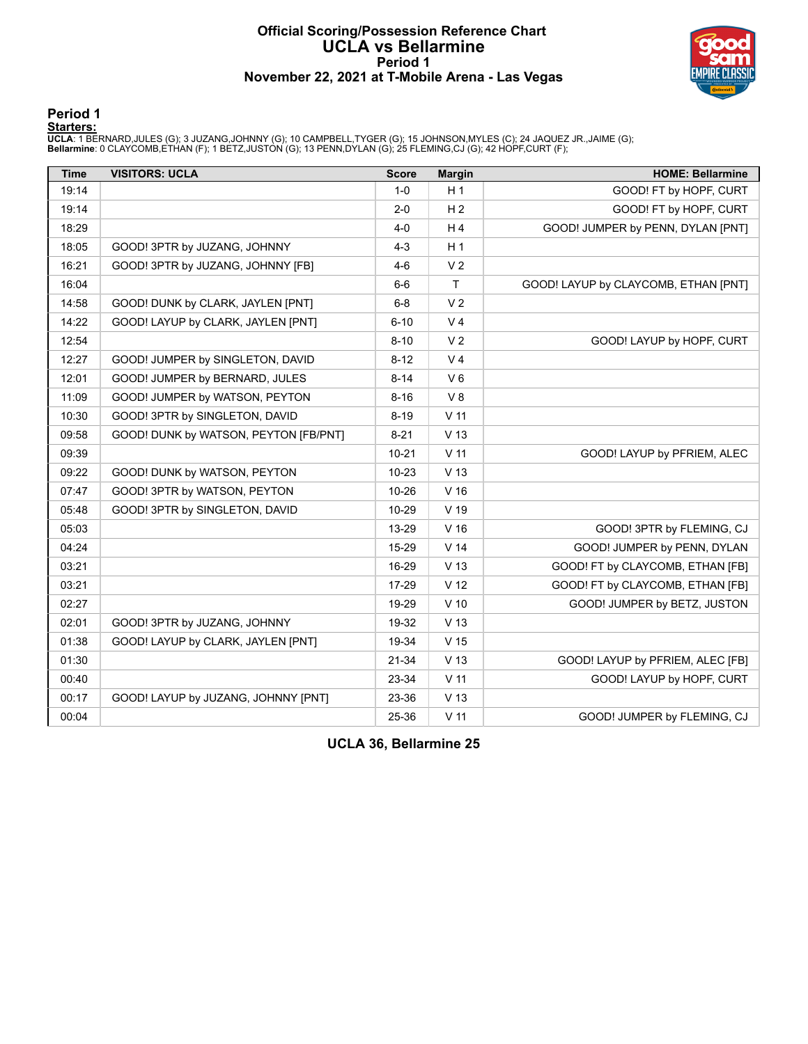# Official Scoring/Possession Reference Chart
## UCLA vs Bellarmine
### Period 1
### November 22, 2021 at T-Mobile Arena - Las Vegas

## Period 1

**Starters:**

**UCLA**: 1 BERNARD,JULES (G); 3 JUZANG,JOHNNY (G); 10 CAMPBELL,TYGER (G); 15 JOHNSON,MYLES (C); 24 JAQUEZ JR.,JAIME (G);
**Bellarmine**: 0 CLAYCOMB,ETHAN (F); 1 BETZ,JUSTON (G); 13 PENN,DYLAN (G); 25 FLEMING,CJ (G); 42 HOPF,CURT (F);

| Time | VISITORS: UCLA | Score | Margin | HOME: Bellarmine |
|---|---|---|---|---|
| 19:14 | | 1-0 | H 1 | GOOD! FT by HOPF, CURT |
| 19:14 | | 2-0 | H 2 | GOOD! FT by HOPF, CURT |
| 18:29 | | 4-0 | H 4 | GOOD! JUMPER by PENN, DYLAN [PNT] |
| 18:05 | GOOD! 3PTR by JUZANG, JOHNNY | 4-3 | H 1 | |
| 16:21 | GOOD! 3PTR by JUZANG, JOHNNY [FB] | 4-6 | V 2 | |
| 16:04 | | 6-6 | T | GOOD! LAYUP by CLAYCOMB, ETHAN [PNT] |
| 14:58 | GOOD! DUNK by CLARK, JAYLEN [PNT] | 6-8 | V 2 | |
| 14:22 | GOOD! LAYUP by CLARK, JAYLEN [PNT] | 6-10 | V 4 | |
| 12:54 | | 8-10 | V 2 | GOOD! LAYUP by HOPF, CURT |
| 12:27 | GOOD! JUMPER by SINGLETON, DAVID | 8-12 | V 4 | |
| 12:01 | GOOD! JUMPER by BERNARD, JULES | 8-14 | V 6 | |
| 11:09 | GOOD! JUMPER by WATSON, PEYTON | 8-16 | V 8 | |
| 10:30 | GOOD! 3PTR by SINGLETON, DAVID | 8-19 | V 11 | |
| 09:58 | GOOD! DUNK by WATSON, PEYTON [FB/PNT] | 8-21 | V 13 | |
| 09:39 | | 10-21 | V 11 | GOOD! LAYUP by PFRIEM, ALEC |
| 09:22 | GOOD! DUNK by WATSON, PEYTON | 10-23 | V 13 | |
| 07:47 | GOOD! 3PTR by WATSON, PEYTON | 10-26 | V 16 | |
| 05:48 | GOOD! 3PTR by SINGLETON, DAVID | 10-29 | V 19 | |
| 05:03 | | 13-29 | V 16 | GOOD! 3PTR by FLEMING, CJ |
| 04:24 | | 15-29 | V 14 | GOOD! JUMPER by PENN, DYLAN |
| 03:21 | | 16-29 | V 13 | GOOD! FT by CLAYCOMB, ETHAN [FB] |
| 03:21 | | 17-29 | V 12 | GOOD! FT by CLAYCOMB, ETHAN [FB] |
| 02:27 | | 19-29 | V 10 | GOOD! JUMPER by BETZ, JUSTON |
| 02:01 | GOOD! 3PTR by JUZANG, JOHNNY | 19-32 | V 13 | |
| 01:38 | GOOD! LAYUP by CLARK, JAYLEN [PNT] | 19-34 | V 15 | |
| 01:30 | | 21-34 | V 13 | GOOD! LAYUP by PFRIEM, ALEC [FB] |
| 00:40 | | 23-34 | V 11 | GOOD! LAYUP by HOPF, CURT |
| 00:17 | GOOD! LAYUP by JUZANG, JOHNNY [PNT] | 23-36 | V 13 | |
| 00:04 | | 25-36 | V 11 | GOOD! JUMPER by FLEMING, CJ |

**UCLA 36, Bellarmine 25**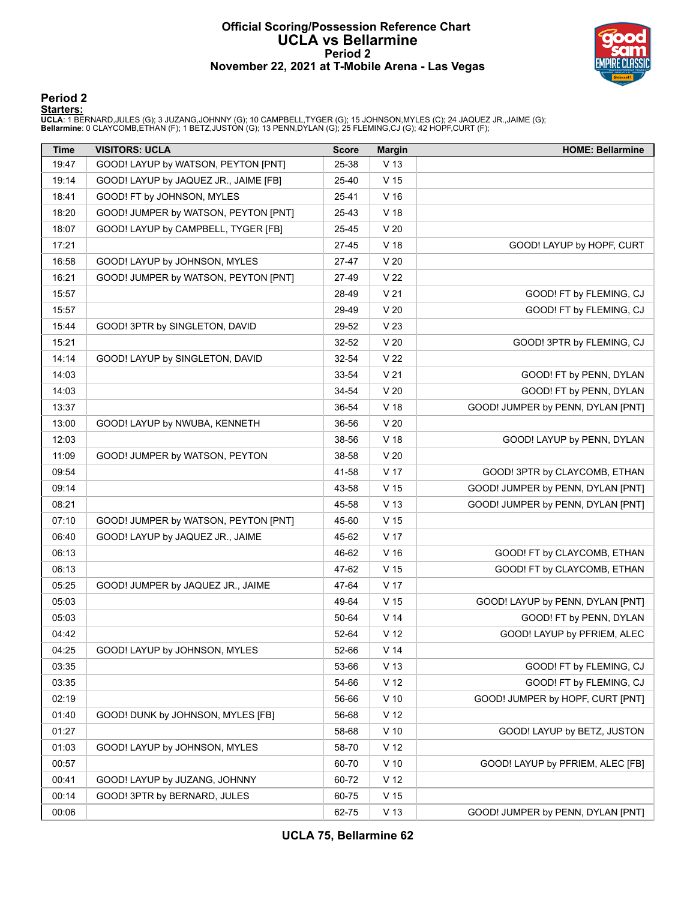# Official Scoring/Possession Reference Chart
## UCLA vs Bellarmine
### Period 2
### November 22, 2021 at T-Mobile Arena - Las Vegas

## Period 2

**Starters:**

**UCLA**: 1 BERNARD,JULES (G); 3 JUZANG,JOHNNY (G); 10 CAMPBELL,TYGER (G); 15 JOHNSON,MYLES (C); 24 JAQUEZ JR.,JAIME (G);
**Bellarmine**: 0 CLAYCOMB,ETHAN (F); 1 BETZ,JUSTON (G); 13 PENN,DYLAN (G); 25 FLEMING,CJ (G); 42 HOPF,CURT (F);

| Time | VISITORS: UCLA | Score | Margin | HOME: Bellarmine |
|---|---|---|---|---|
| 19:47 | GOOD! LAYUP by WATSON, PEYTON [PNT] | 25-38 | V 13 | |
| 19:14 | GOOD! LAYUP by JAQUEZ JR., JAIME [FB] | 25-40 | V 15 | |
| 18:41 | GOOD! FT by JOHNSON, MYLES | 25-41 | V 16 | |
| 18:20 | GOOD! JUMPER by WATSON, PEYTON [PNT] | 25-43 | V 18 | |
| 18:07 | GOOD! LAYUP by CAMPBELL, TYGER [FB] | 25-45 | V 20 | |
| 17:21 | | 27-45 | V 18 | GOOD! LAYUP by HOPF, CURT |
| 16:58 | GOOD! LAYUP by JOHNSON, MYLES | 27-47 | V 20 | |
| 16:21 | GOOD! JUMPER by WATSON, PEYTON [PNT] | 27-49 | V 22 | |
| 15:57 | | 28-49 | V 21 | GOOD! FT by FLEMING, CJ |
| 15:57 | | 29-49 | V 20 | GOOD! FT by FLEMING, CJ |
| 15:44 | GOOD! 3PTR by SINGLETON, DAVID | 29-52 | V 23 | |
| 15:21 | | 32-52 | V 20 | GOOD! 3PTR by FLEMING, CJ |
| 14:14 | GOOD! LAYUP by SINGLETON, DAVID | 32-54 | V 22 | |
| 14:03 | | 33-54 | V 21 | GOOD! FT by PENN, DYLAN |
| 14:03 | | 34-54 | V 20 | GOOD! FT by PENN, DYLAN |
| 13:37 | | 36-54 | V 18 | GOOD! JUMPER by PENN, DYLAN [PNT] |
| 13:00 | GOOD! LAYUP by NWUBA, KENNETH | 36-56 | V 20 | |
| 12:03 | | 38-56 | V 18 | GOOD! LAYUP by PENN, DYLAN |
| 11:09 | GOOD! JUMPER by WATSON, PEYTON | 38-58 | V 20 | |
| 09:54 | | 41-58 | V 17 | GOOD! 3PTR by CLAYCOMB, ETHAN |
| 09:14 | | 43-58 | V 15 | GOOD! JUMPER by PENN, DYLAN [PNT] |
| 08:21 | | 45-58 | V 13 | GOOD! JUMPER by PENN, DYLAN [PNT] |
| 07:10 | GOOD! JUMPER by WATSON, PEYTON [PNT] | 45-60 | V 15 | |
| 06:40 | GOOD! LAYUP by JAQUEZ JR., JAIME | 45-62 | V 17 | |
| 06:13 | | 46-62 | V 16 | GOOD! FT by CLAYCOMB, ETHAN |
| 06:13 | | 47-62 | V 15 | GOOD! FT by CLAYCOMB, ETHAN |
| 05:25 | GOOD! JUMPER by JAQUEZ JR., JAIME | 47-64 | V 17 | |
| 05:03 | | 49-64 | V 15 | GOOD! LAYUP by PENN, DYLAN [PNT] |
| 05:03 | | 50-64 | V 14 | GOOD! FT by PENN, DYLAN |
| 04:42 | | 52-64 | V 12 | GOOD! LAYUP by PFRIEM, ALEC |
| 04:25 | GOOD! LAYUP by JOHNSON, MYLES | 52-66 | V 14 | |
| 03:35 | | 53-66 | V 13 | GOOD! FT by FLEMING, CJ |
| 03:35 | | 54-66 | V 12 | GOOD! FT by FLEMING, CJ |
| 02:19 | | 56-66 | V 10 | GOOD! JUMPER by HOPF, CURT [PNT] |
| 01:40 | GOOD! DUNK by JOHNSON, MYLES [FB] | 56-68 | V 12 | |
| 01:27 | | 58-68 | V 10 | GOOD! LAYUP by BETZ, JUSTON |
| 01:03 | GOOD! LAYUP by JOHNSON, MYLES | 58-70 | V 12 | |
| 00:57 | | 60-70 | V 10 | GOOD! LAYUP by PFRIEM, ALEC [FB] |
| 00:41 | GOOD! LAYUP by JUZANG, JOHNNY | 60-72 | V 12 | |
| 00:14 | GOOD! 3PTR by BERNARD, JULES | 60-75 | V 15 | |
| 00:06 | | 62-75 | V 13 | GOOD! JUMPER by PENN, DYLAN [PNT] |

**UCLA 75, Bellarmine 62**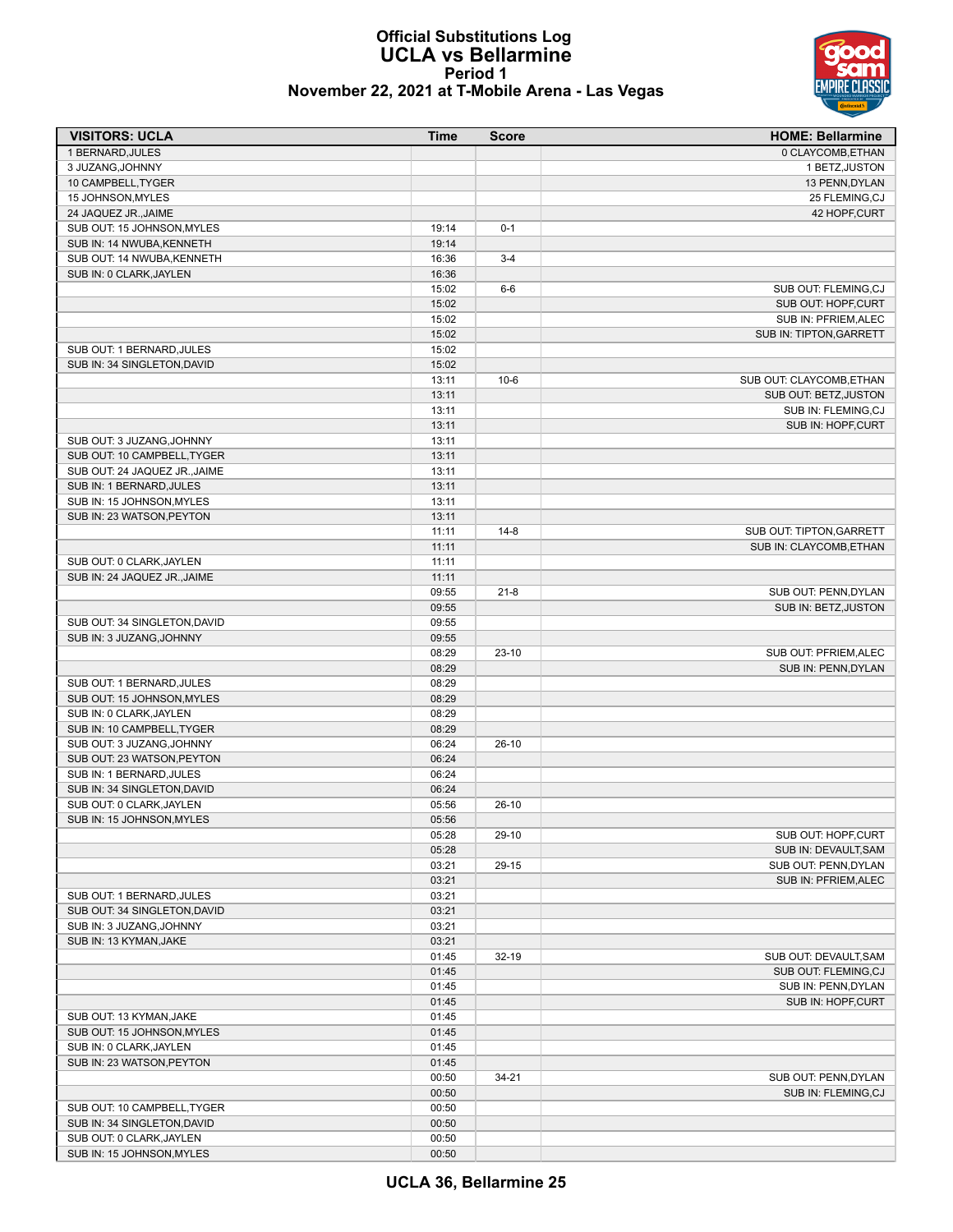# Official Substitutions Log
## UCLA vs Bellarmine
### Period 1
### November 22, 2021 at T-Mobile Arena - Las Vegas

| VISITORS: UCLA | Time | Score | HOME: Bellarmine |
|---|---|---|---|
| 1 BERNARD,JULES | | | 0 CLAYCOMB,ETHAN |
| 3 JUZANG,JOHNNY | | | 1 BETZ,JUSTON |
| 10 CAMPBELL,TYGER | | | 13 PENN,DYLAN |
| 15 JOHNSON,MYLES | | | 25 FLEMING,CJ |
| 24 JAQUEZ JR.,JAIME | | | 42 HOPF,CURT |
| SUB OUT: 15 JOHNSON,MYLES | 19:14 | 0-1 | |
| SUB IN: 14 NWUBA,KENNETH | 19:14 | | |
| SUB OUT: 14 NWUBA,KENNETH | 16:36 | 3-4 | |
| SUB IN: 0 CLARK,JAYLEN | 16:36 | | |
| | 15:02 | 6-6 | SUB OUT: FLEMING,CJ |
| | 15:02 | | SUB OUT: HOPF,CURT |
| | 15:02 | | SUB IN: PFRIEM,ALEC |
| | 15:02 | | SUB IN: TIPTON,GARRETT |
| SUB OUT: 1 BERNARD,JULES | 15:02 | | |
| SUB IN: 34 SINGLETON,DAVID | 15:02 | | |
| | 13:11 | 10-6 | SUB OUT: CLAYCOMB,ETHAN |
| | 13:11 | | SUB OUT: BETZ,JUSTON |
| | 13:11 | | SUB IN: FLEMING,CJ |
| | 13:11 | | SUB IN: HOPF,CURT |
| SUB OUT: 3 JUZANG,JOHNNY | 13:11 | | |
| SUB OUT: 10 CAMPBELL,TYGER | 13:11 | | |
| SUB OUT: 24 JAQUEZ JR.,JAIME | 13:11 | | |
| SUB IN: 1 BERNARD,JULES | 13:11 | | |
| SUB IN: 15 JOHNSON,MYLES | 13:11 | | |
| SUB IN: 23 WATSON,PEYTON | 13:11 | | |
| | 11:11 | 14-8 | SUB OUT: TIPTON,GARRETT |
| | 11:11 | | SUB IN: CLAYCOMB,ETHAN |
| SUB OUT: 0 CLARK,JAYLEN | 11:11 | | |
| SUB IN: 24 JAQUEZ JR.,JAIME | 11:11 | | |
| | 09:55 | 21-8 | SUB OUT: PENN,DYLAN |
| | 09:55 | | SUB IN: BETZ,JUSTON |
| SUB OUT: 34 SINGLETON,DAVID | 09:55 | | |
| SUB IN: 3 JUZANG,JOHNNY | 09:55 | | |
| | 08:29 | 23-10 | SUB OUT: PFRIEM,ALEC |
| | 08:29 | | SUB IN: PENN,DYLAN |
| SUB OUT: 1 BERNARD,JULES | 08:29 | | |
| SUB OUT: 15 JOHNSON,MYLES | 08:29 | | |
| SUB IN: 0 CLARK,JAYLEN | 08:29 | | |
| SUB IN: 10 CAMPBELL,TYGER | 08:29 | | |
| SUB OUT: 3 JUZANG,JOHNNY | 06:24 | 26-10 | |
| SUB OUT: 23 WATSON,PEYTON | 06:24 | | |
| SUB IN: 1 BERNARD,JULES | 06:24 | | |
| SUB IN: 34 SINGLETON,DAVID | 06:24 | | |
| SUB OUT: 0 CLARK,JAYLEN | 05:56 | 26-10 | |
| SUB IN: 15 JOHNSON,MYLES | 05:56 | | |
| | 05:28 | 29-10 | SUB OUT: HOPF,CURT |
| | 05:28 | | SUB IN: DEVAULT,SAM |
| | 03:21 | 29-15 | SUB OUT: PENN,DYLAN |
| | 03:21 | | SUB IN: PFRIEM,ALEC |
| SUB OUT: 1 BERNARD,JULES | 03:21 | | |
| SUB OUT: 34 SINGLETON,DAVID | 03:21 | | |
| SUB IN: 3 JUZANG,JOHNNY | 03:21 | | |
| SUB IN: 13 KYMAN,JAKE | 03:21 | | |
| | 01:45 | 32-19 | SUB OUT: DEVAULT,SAM |
| | 01:45 | | SUB OUT: FLEMING,CJ |
| | 01:45 | | SUB IN: PENN,DYLAN |
| | 01:45 | | SUB IN: HOPF,CURT |
| SUB OUT: 13 KYMAN,JAKE | 01:45 | | |
| SUB OUT: 15 JOHNSON,MYLES | 01:45 | | |
| SUB IN: 0 CLARK,JAYLEN | 01:45 | | |
| SUB IN: 23 WATSON,PEYTON | 01:45 | | |
| | 00:50 | 34-21 | SUB OUT: PENN,DYLAN |
| | 00:50 | | SUB IN: FLEMING,CJ |
| SUB OUT: 10 CAMPBELL,TYGER | 00:50 | | |
| SUB IN: 34 SINGLETON,DAVID | 00:50 | | |
| SUB OUT: 0 CLARK,JAYLEN | 00:50 | | |
| SUB IN: 15 JOHNSON,MYLES | 00:50 | | |

**UCLA 36, Bellarmine 25**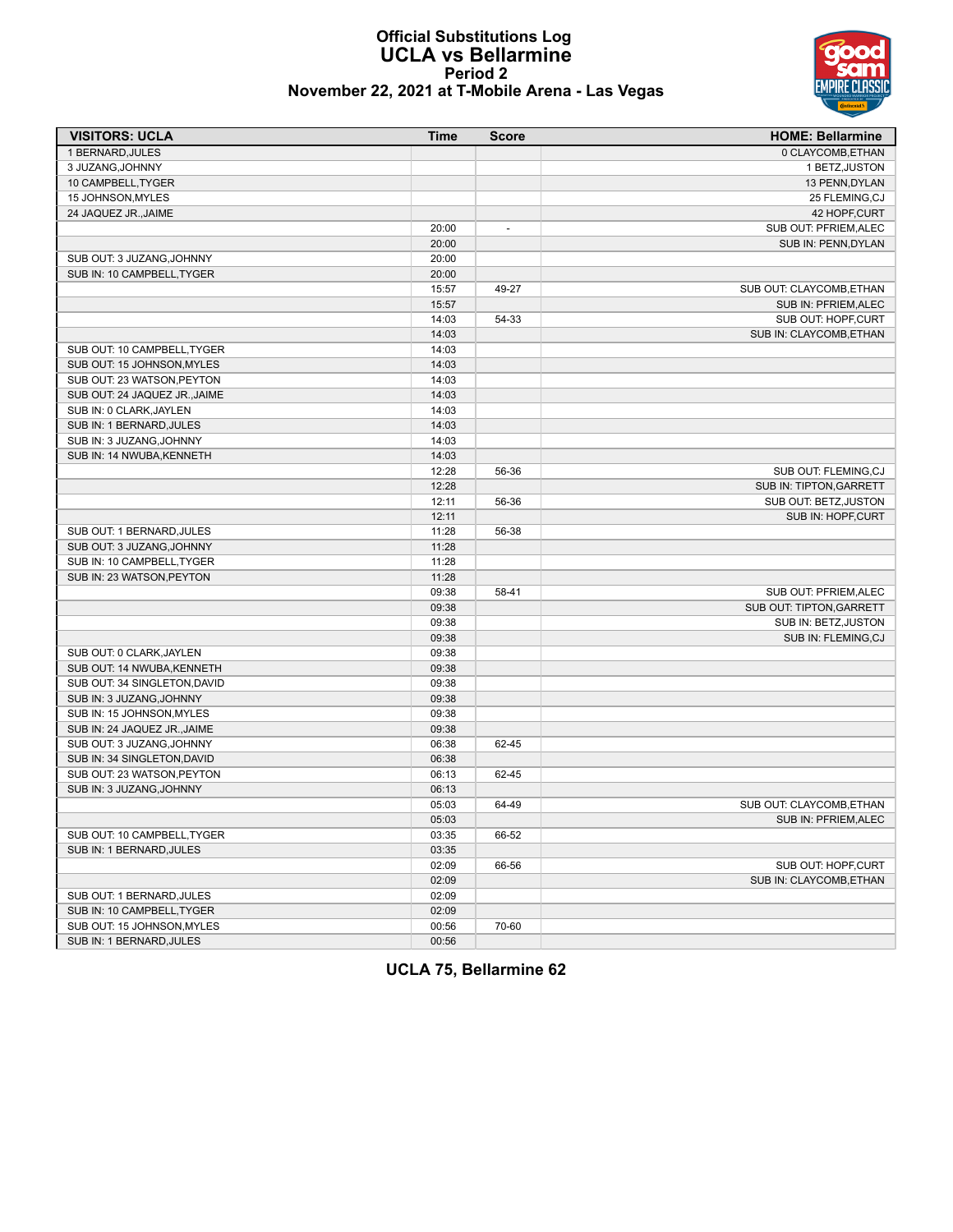# Official Substitutions Log
## UCLA vs Bellarmine
### Period 2
### November 22, 2021 at T-Mobile Arena - Las Vegas

| VISITORS: UCLA | Time | Score | HOME: Bellarmine |
|---|---|---|---|
| 1 BERNARD,JULES | | | 0 CLAYCOMB,ETHAN |
| 3 JUZANG,JOHNNY | | | 1 BETZ,JUSTON |
| 10 CAMPBELL,TYGER | | | 13 PENN,DYLAN |
| 15 JOHNSON,MYLES | | | 25 FLEMING,CJ |
| 24 JAQUEZ JR.,JAIME | | | 42 HOPF,CURT |
| | 20:00 | - | SUB OUT: PFRIEM,ALEC |
| | 20:00 | | SUB IN: PENN,DYLAN |
| SUB OUT: 3 JUZANG,JOHNNY | 20:00 | | |
| SUB IN: 10 CAMPBELL,TYGER | 20:00 | | |
| | 15:57 | 49-27 | SUB OUT: CLAYCOMB,ETHAN |
| | 15:57 | | SUB IN: PFRIEM,ALEC |
| | 14:03 | 54-33 | SUB OUT: HOPF,CURT |
| | 14:03 | | SUB IN: CLAYCOMB,ETHAN |
| SUB OUT: 10 CAMPBELL,TYGER | 14:03 | | |
| SUB OUT: 15 JOHNSON,MYLES | 14:03 | | |
| SUB OUT: 23 WATSON,PEYTON | 14:03 | | |
| SUB OUT: 24 JAQUEZ JR.,JAIME | 14:03 | | |
| SUB IN: 0 CLARK,JAYLEN | 14:03 | | |
| SUB IN: 1 BERNARD,JULES | 14:03 | | |
| SUB IN: 3 JUZANG,JOHNNY | 14:03 | | |
| SUB IN: 14 NWUBA,KENNETH | 14:03 | | |
| | 12:28 | 56-36 | SUB OUT: FLEMING,CJ |
| | 12:28 | | SUB IN: TIPTON,GARRETT |
| | 12:11 | 56-36 | SUB OUT: BETZ,JUSTON |
| | 12:11 | | SUB IN: HOPF,CURT |
| SUB OUT: 1 BERNARD,JULES | 11:28 | 56-38 | |
| SUB OUT: 3 JUZANG,JOHNNY | 11:28 | | |
| SUB IN: 10 CAMPBELL,TYGER | 11:28 | | |
| SUB IN: 23 WATSON,PEYTON | 11:28 | | |
| | 09:38 | 58-41 | SUB OUT: PFRIEM,ALEC |
| | 09:38 | | SUB OUT: TIPTON,GARRETT |
| | 09:38 | | SUB IN: BETZ,JUSTON |
| | 09:38 | | SUB IN: FLEMING,CJ |
| SUB OUT: 0 CLARK,JAYLEN | 09:38 | | |
| SUB OUT: 14 NWUBA,KENNETH | 09:38 | | |
| SUB OUT: 34 SINGLETON,DAVID | 09:38 | | |
| SUB IN: 3 JUZANG,JOHNNY | 09:38 | | |
| SUB IN: 15 JOHNSON,MYLES | 09:38 | | |
| SUB IN: 24 JAQUEZ JR.,JAIME | 09:38 | | |
| SUB OUT: 3 JUZANG,JOHNNY | 06:38 | 62-45 | |
| SUB IN: 34 SINGLETON,DAVID | 06:38 | | |
| SUB OUT: 23 WATSON,PEYTON | 06:13 | 62-45 | |
| SUB IN: 3 JUZANG,JOHNNY | 06:13 | | |
| | 05:03 | 64-49 | SUB OUT: CLAYCOMB,ETHAN |
| | 05:03 | | SUB IN: PFRIEM,ALEC |
| SUB OUT: 10 CAMPBELL,TYGER | 03:35 | 66-52 | |
| SUB IN: 1 BERNARD,JULES | 03:35 | | |
| | 02:09 | 66-56 | SUB OUT: HOPF,CURT |
| | 02:09 | | SUB IN: CLAYCOMB,ETHAN |
| SUB OUT: 1 BERNARD,JULES | 02:09 | | |
| SUB IN: 10 CAMPBELL,TYGER | 02:09 | | |
| SUB OUT: 15 JOHNSON,MYLES | 00:56 | 70-60 | |
| SUB IN: 1 BERNARD,JULES | 00:56 | | |

**UCLA 75, Bellarmine 62**